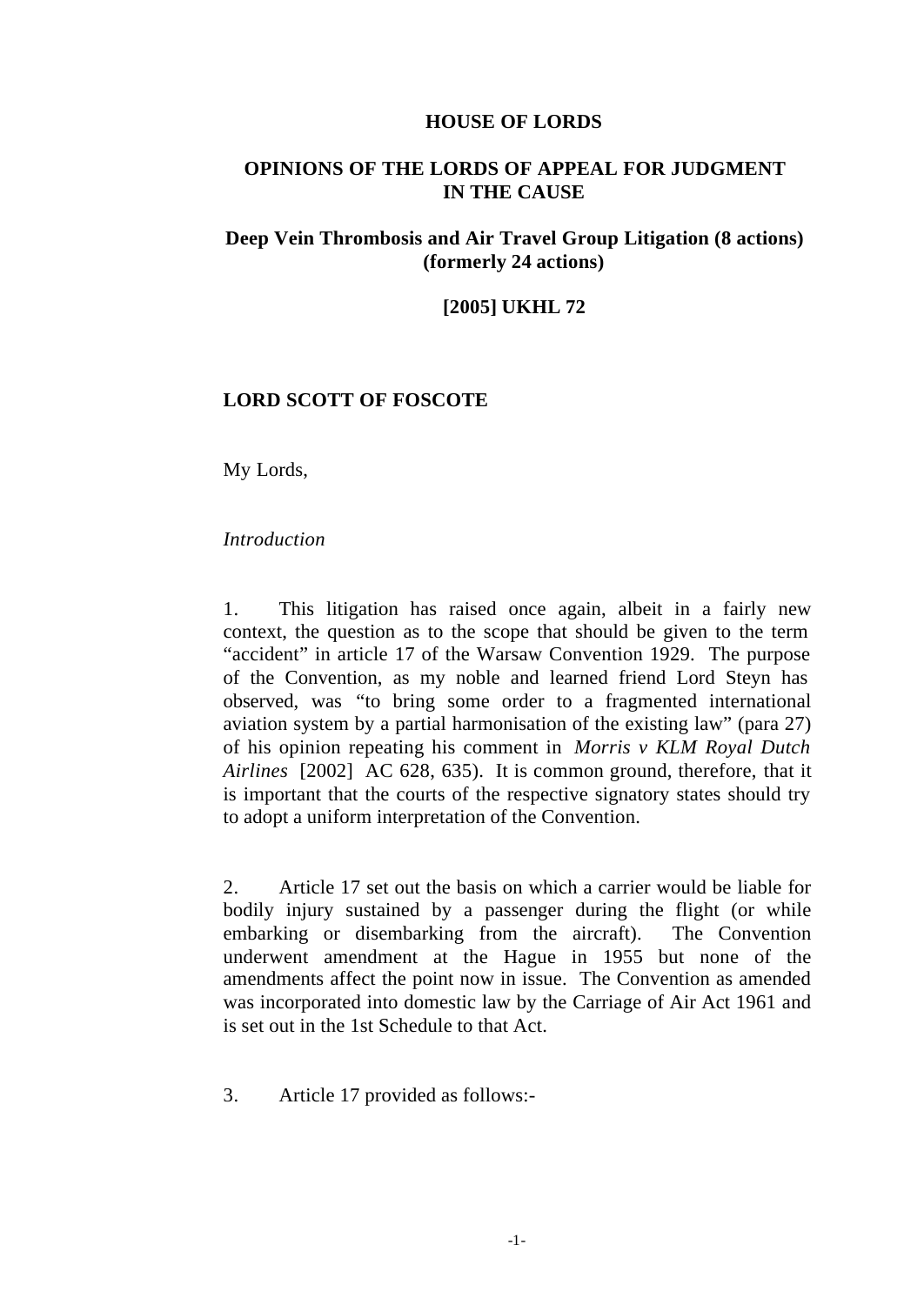# HOUSE OF LORDS

## OPINIONS OF THE LORDS OF APPEAL FOR JUDGMENT IN THE CAUSE

### Deep Vein Thrombosis and Air Travel Group Litigation (8 actions) (formerly 24 actions)

### [2005] UKHL 72

### LORD SCOTT OF FOSCOTE

My Lords,

*Introduction*

1. This litigation has raised once again, albeit in a fairly new context, the question as to the scope that should be given to the term "accident" in article 17 of the Warsaw Convention 1929. The purpose of the Convention, as my noble and learned friend Lord Steyn has observed, was "to bring some order to a fragmented international aviation system by a partial harmonisation of the existing law" (para 27) of his opinion repeating his comment in *Morris v KLM Royal Dutch Airlines* [2002] AC 628, 635). It is common ground, therefore, that it is important that the courts of the respective signatory states should try to adopt a uniform interpretation of the Convention.

2. Article 17 set out the basis on which a carrier would be liable for bodily injury sustained by a passenger during the flight (or while embarking or disembarking from the aircraft). The Convention underwent amendment at the Hague in 1955 but none of the amendments affect the point now in issue. The Convention as amended was incorporated into domestic law by the Carriage of Air Act 1961 and is set out in the 1st Schedule to that Act.

3. Article 17 provided as follows:-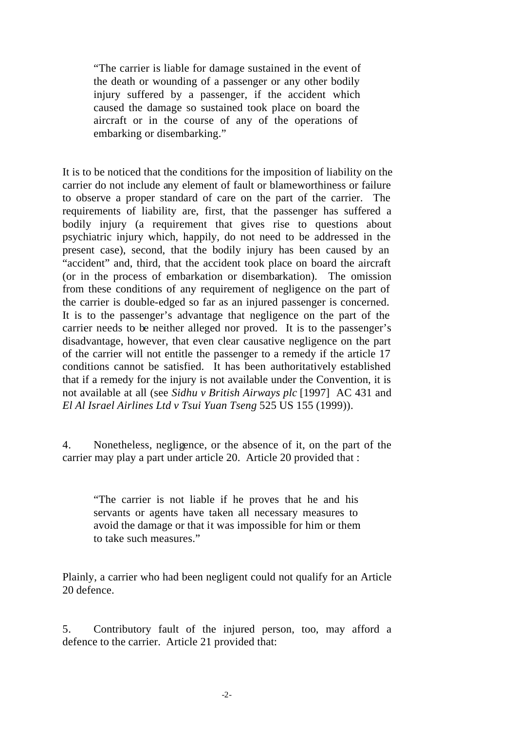> "The carrier is liable for damage sustained in the event of the death or wounding of a passenger or any other bodily injury suffered by a passenger, if the accident which caused the damage so sustained took place on board the aircraft or in the course of any of the operations of embarking or disembarking."

It is to be noticed that the conditions for the imposition of liability on the carrier do not include any element of fault or blameworthiness or failure to observe a proper standard of care on the part of the carrier. The requirements of liability are, first, that the passenger has suffered a bodily injury (a requirement that gives rise to questions about psychiatric injury which, happily, do not need to be addressed in the present case), second, that the bodily injury has been caused by an "accident" and, third, that the accident took place on board the aircraft (or in the process of embarkation or disembarkation). The omission from these conditions of any requirement of negligence on the part of the carrier is double-edged so far as an injured passenger is concerned. It is to the passenger's advantage that negligence on the part of the carrier needs to be neither alleged nor proved. It is to the passenger's disadvantage, however, that even clear causative negligence on the part of the carrier will not entitle the passenger to a remedy if the article 17 conditions cannot be satisfied. It has been authoritatively established that if a remedy for the injury is not available under the Convention, it is not available at all (see *Sidhu v British Airways plc* [1997] AC 431 and *El Al Israel Airlines Ltd v Tsui Yuan Tseng* 525 US 155 (1999)).

4. Nonetheless, negligence, or the absence of it, on the part of the carrier may play a part under article 20. Article 20 provided that :

> "The carrier is not liable if he proves that he and his servants or agents have taken all necessary measures to avoid the damage or that it was impossible for him or them to take such measures."

Plainly, a carrier who had been negligent could not qualify for an Article 20 defence.

5. Contributory fault of the injured person, too, may afford a defence to the carrier. Article 21 provided that: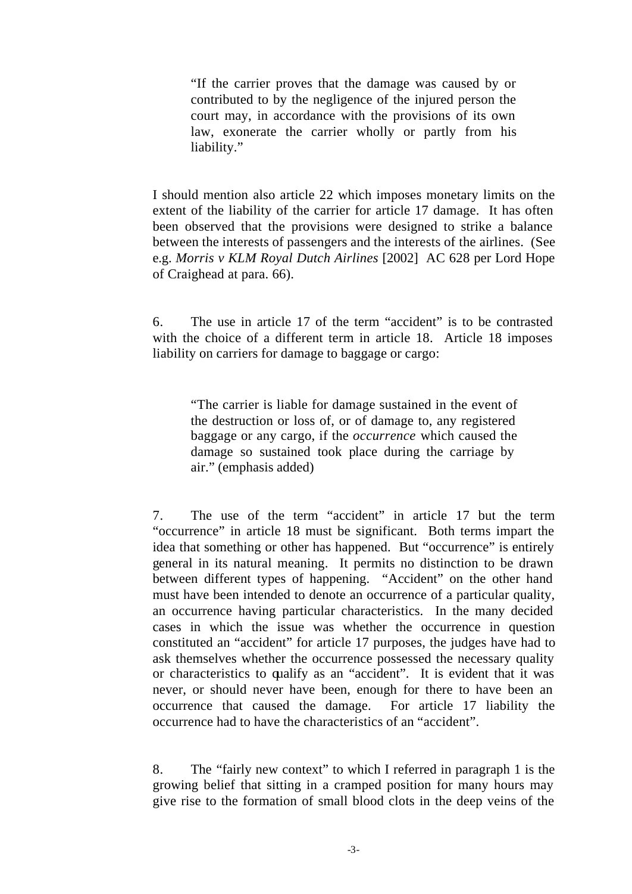> "If the carrier proves that the damage was caused by or contributed to by the negligence of the injured person the court may, in accordance with the provisions of its own law, exonerate the carrier wholly or partly from his liability."

I should mention also article 22 which imposes monetary limits on the extent of the liability of the carrier for article 17 damage. It has often been observed that the provisions were designed to strike a balance between the interests of passengers and the interests of the airlines. (See e.g. *Morris v KLM Royal Dutch Airlines* [2002] AC 628 per Lord Hope of Craighead at para. 66).

6. The use in article 17 of the term "accident" is to be contrasted with the choice of a different term in article 18. Article 18 imposes liability on carriers for damage to baggage or cargo:

> "The carrier is liable for damage sustained in the event of the destruction or loss of, or of damage to, any registered baggage or any cargo, if the *occurrence* which caused the damage so sustained took place during the carriage by air." (emphasis added)

7. The use of the term "accident" in article 17 but the term "occurrence" in article 18 must be significant. Both terms impart the idea that something or other has happened. But "occurrence" is entirely general in its natural meaning. It permits no distinction to be drawn between different types of happening. "Accident" on the other hand must have been intended to denote an occurrence of a particular quality, an occurrence having particular characteristics. In the many decided cases in which the issue was whether the occurrence in question constituted an "accident" for article 17 purposes, the judges have had to ask themselves whether the occurrence possessed the necessary quality or characteristics to qualify as an "accident". It is evident that it was never, or should never have been, enough for there to have been an occurrence that caused the damage. For article 17 liability the occurrence had to have the characteristics of an "accident".

8. The "fairly new context" to which I referred in paragraph 1 is the growing belief that sitting in a cramped position for many hours may give rise to the formation of small blood clots in the deep veins of the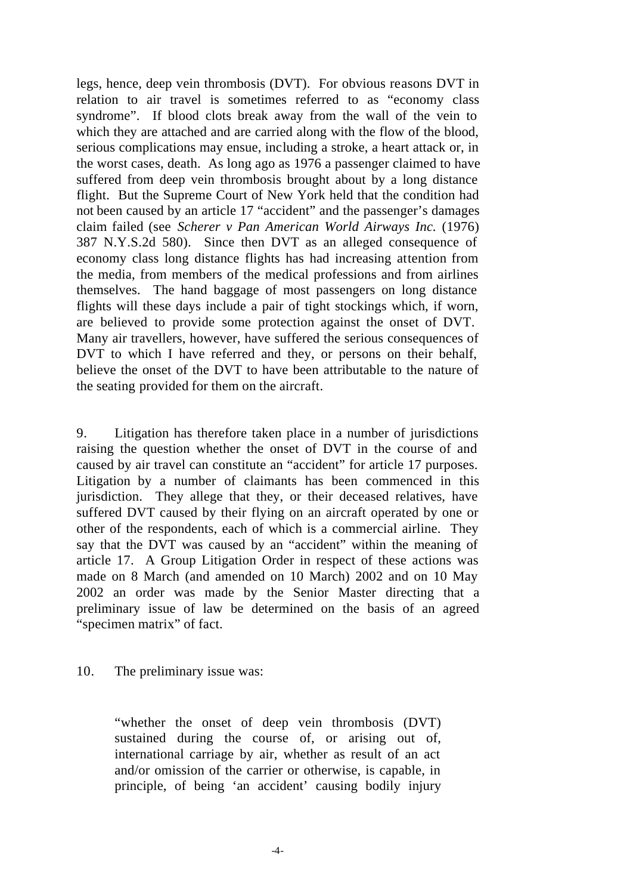legs, hence, deep vein thrombosis (DVT). For obvious reasons DVT in relation to air travel is sometimes referred to as "economy class syndrome". If blood clots break away from the wall of the vein to which they are attached and are carried along with the flow of the blood, serious complications may ensue, including a stroke, a heart attack or, in the worst cases, death. As long ago as 1976 a passenger claimed to have suffered from deep vein thrombosis brought about by a long distance flight. But the Supreme Court of New York held that the condition had not been caused by an article 17 "accident" and the passenger's damages claim failed (see *Scherer v Pan American World Airways Inc.* (1976) 387 N.Y.S.2d 580). Since then DVT as an alleged consequence of economy class long distance flights has had increasing attention from the media, from members of the medical professions and from airlines themselves. The hand baggage of most passengers on long distance flights will these days include a pair of tight stockings which, if worn, are believed to provide some protection against the onset of DVT. Many air travellers, however, have suffered the serious consequences of DVT to which I have referred and they, or persons on their behalf, believe the onset of the DVT to have been attributable to the nature of the seating provided for them on the aircraft.

9. Litigation has therefore taken place in a number of jurisdictions raising the question whether the onset of DVT in the course of and caused by air travel can constitute an "accident" for article 17 purposes. Litigation by a number of claimants has been commenced in this jurisdiction. They allege that they, or their deceased relatives, have suffered DVT caused by their flying on an aircraft operated by one or other of the respondents, each of which is a commercial airline. They say that the DVT was caused by an "accident" within the meaning of article 17. A Group Litigation Order in respect of these actions was made on 8 March (and amended on 10 March) 2002 and on 10 May 2002 an order was made by the Senior Master directing that a preliminary issue of law be determined on the basis of an agreed "specimen matrix" of fact.

10. The preliminary issue was:

> "whether the onset of deep vein thrombosis (DVT) sustained during the course of, or arising out of, international carriage by air, whether as result of an act and/or omission of the carrier or otherwise, is capable, in principle, of being 'an accident' causing bodily injury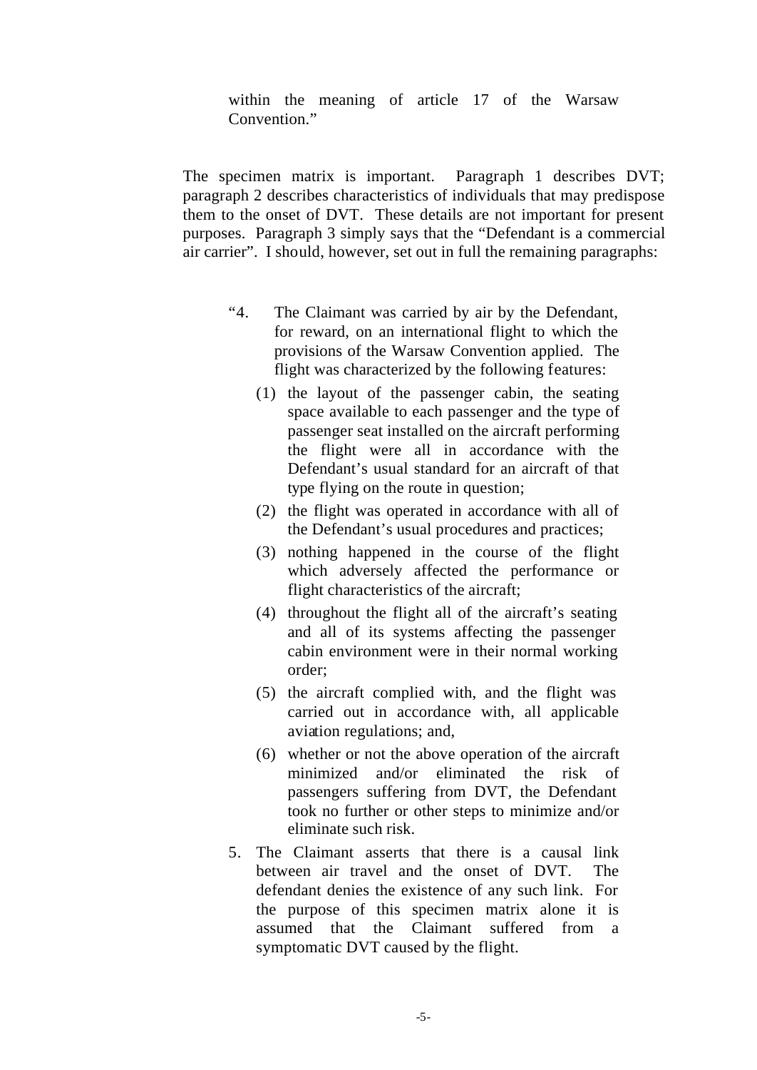> within the meaning of article 17 of the Warsaw Convention."

The specimen matrix is important. Paragraph 1 describes DVT; paragraph 2 describes characteristics of individuals that may predispose them to the onset of DVT. These details are not important for present purposes. Paragraph 3 simply says that the "Defendant is a commercial air carrier". I should, however, set out in full the remaining paragraphs:

> "4. The Claimant was carried by air by the Defendant, for reward, on an international flight to which the provisions of the Warsaw Convention applied. The flight was characterized by the following features:
>
> (1) the layout of the passenger cabin, the seating space available to each passenger and the type of passenger seat installed on the aircraft performing the flight were all in accordance with the Defendant's usual standard for an aircraft of that type flying on the route in question;
>
> (2) the flight was operated in accordance with all of the Defendant's usual procedures and practices;
>
> (3) nothing happened in the course of the flight which adversely affected the performance or flight characteristics of the aircraft;
>
> (4) throughout the flight all of the aircraft's seating and all of its systems affecting the passenger cabin environment were in their normal working order;
>
> (5) the aircraft complied with, and the flight was carried out in accordance with, all applicable aviation regulations; and,
>
> (6) whether or not the above operation of the aircraft minimized and/or eliminated the risk of passengers suffering from DVT, the Defendant took no further or other steps to minimize and/or eliminate such risk.
>
> 5. The Claimant asserts that there is a causal link between air travel and the onset of DVT. The defendant denies the existence of any such link. For the purpose of this specimen matrix alone it is assumed that the Claimant suffered from a symptomatic DVT caused by the flight.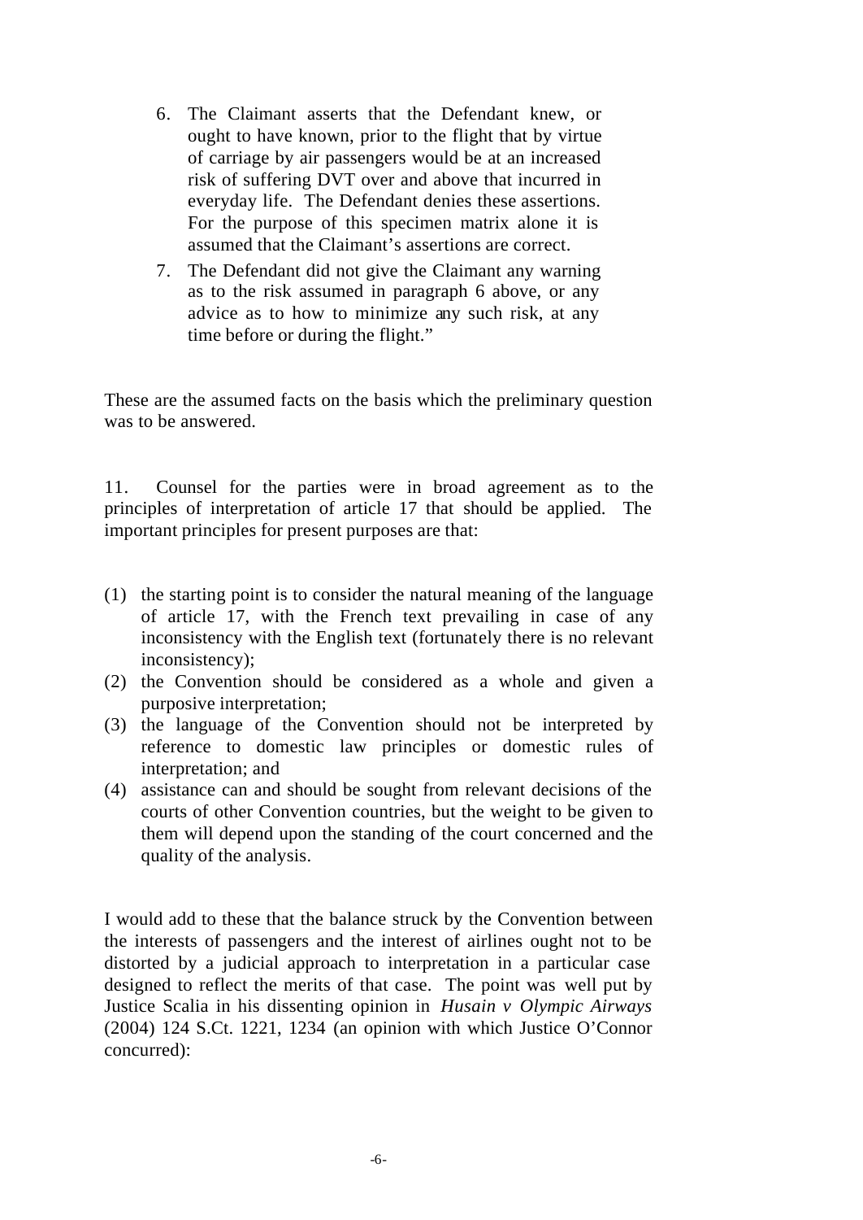6. The Claimant asserts that the Defendant knew, or ought to have known, prior to the flight that by virtue of carriage by air passengers would be at an increased risk of suffering DVT over and above that incurred in everyday life. The Defendant denies these assertions. For the purpose of this specimen matrix alone it is assumed that the Claimant's assertions are correct.

7. The Defendant did not give the Claimant any warning as to the risk assumed in paragraph 6 above, or any advice as to how to minimize any such risk, at any time before or during the flight."

These are the assumed facts on the basis which the preliminary question was to be answered.

11. Counsel for the parties were in broad agreement as to the principles of interpretation of article 17 that should be applied. The important principles for present purposes are that:

(1) the starting point is to consider the natural meaning of the language of article 17, with the French text prevailing in case of any inconsistency with the English text (fortunately there is no relevant inconsistency);
(2) the Convention should be considered as a whole and given a purposive interpretation;
(3) the language of the Convention should not be interpreted by reference to domestic law principles or domestic rules of interpretation; and
(4) assistance can and should be sought from relevant decisions of the courts of other Convention countries, but the weight to be given to them will depend upon the standing of the court concerned and the quality of the analysis.

I would add to these that the balance struck by the Convention between the interests of passengers and the interest of airlines ought not to be distorted by a judicial approach to interpretation in a particular case designed to reflect the merits of that case. The point was well put by Justice Scalia in his dissenting opinion in *Husain v Olympic Airways* (2004) 124 S.Ct. 1221, 1234 (an opinion with which Justice O'Connor concurred):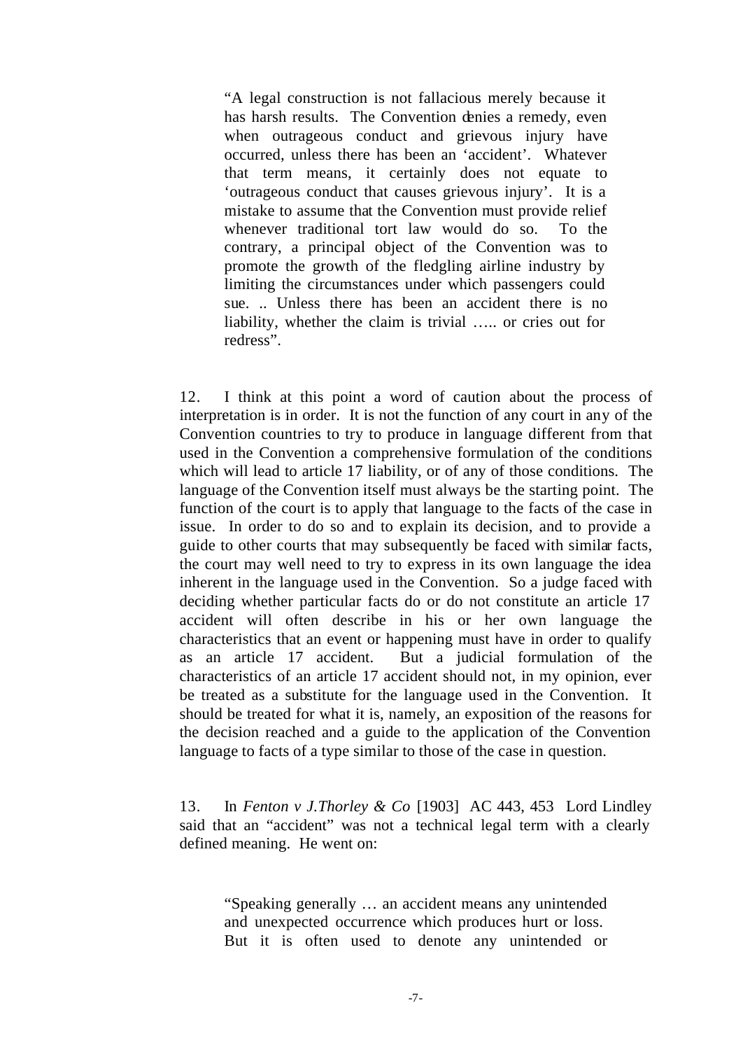> "A legal construction is not fallacious merely because it has harsh results. The Convention denies a remedy, even when outrageous conduct and grievous injury have occurred, unless there has been an 'accident'. Whatever that term means, it certainly does not equate to 'outrageous conduct that causes grievous injury'. It is a mistake to assume that the Convention must provide relief whenever traditional tort law would do so. To the contrary, a principal object of the Convention was to promote the growth of the fledgling airline industry by limiting the circumstances under which passengers could sue. .. Unless there has been an accident there is no liability, whether the claim is trivial ….. or cries out for redress".

12. I think at this point a word of caution about the process of interpretation is in order. It is not the function of any court in any of the Convention countries to try to produce in language different from that used in the Convention a comprehensive formulation of the conditions which will lead to article 17 liability, or of any of those conditions. The language of the Convention itself must always be the starting point. The function of the court is to apply that language to the facts of the case in issue. In order to do so and to explain its decision, and to provide a guide to other courts that may subsequently be faced with similar facts, the court may well need to try to express in its own language the idea inherent in the language used in the Convention. So a judge faced with deciding whether particular facts do or do not constitute an article 17 accident will often describe in his or her own language the characteristics that an event or happening must have in order to qualify as an article 17 accident. But a judicial formulation of the characteristics of an article 17 accident should not, in my opinion, ever be treated as a substitute for the language used in the Convention. It should be treated for what it is, namely, an exposition of the reasons for the decision reached and a guide to the application of the Convention language to facts of a type similar to those of the case in question.

13. In *Fenton v J.Thorley & Co* [1903] AC 443, 453 Lord Lindley said that an "accident" was not a technical legal term with a clearly defined meaning. He went on:

> "Speaking generally … an accident means any unintended and unexpected occurrence which produces hurt or loss. But it is often used to denote any unintended or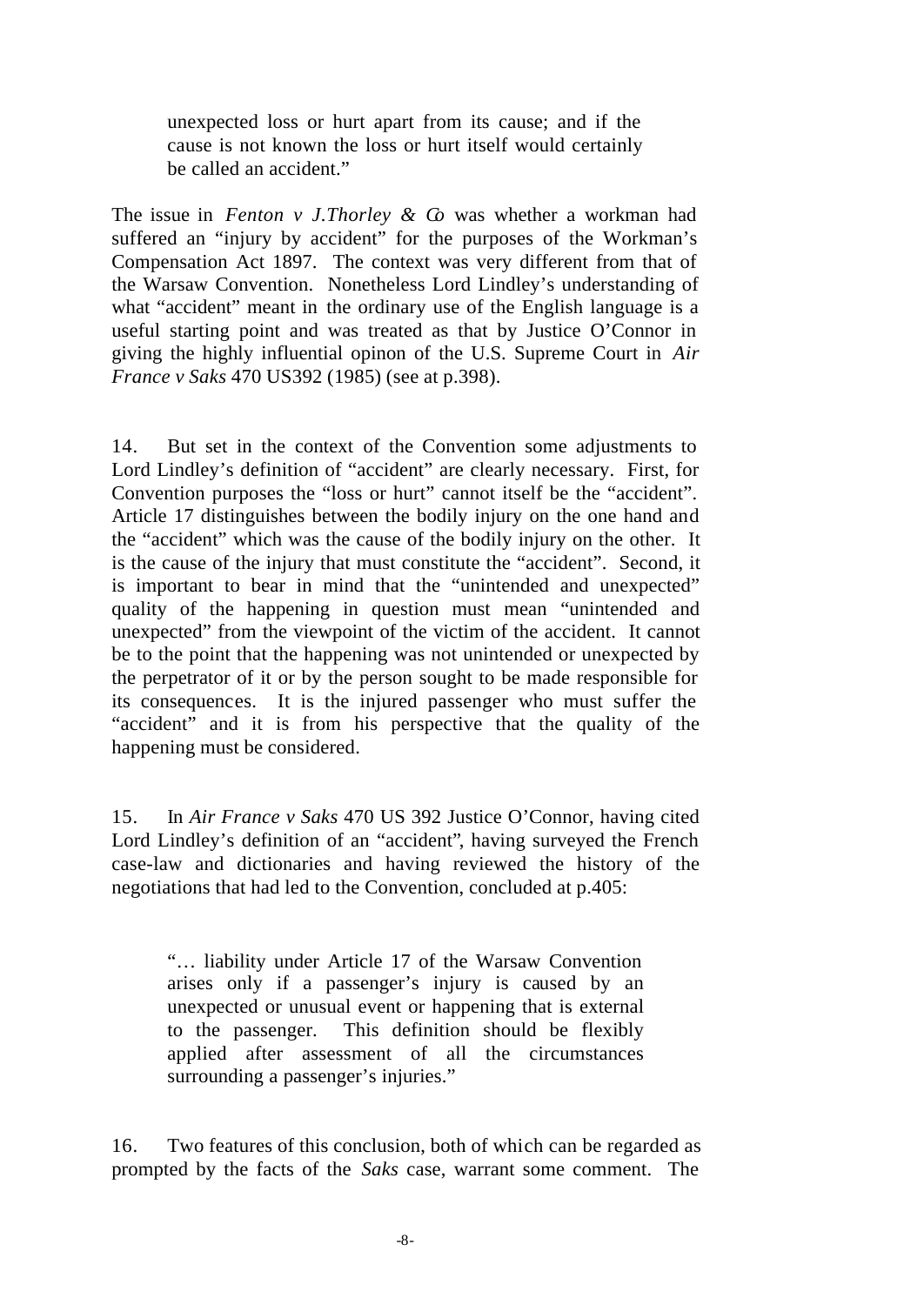> unexpected loss or hurt apart from its cause; and if the cause is not known the loss or hurt itself would certainly be called an accident."

The issue in *Fenton v J.Thorley & Co* was whether a workman had suffered an "injury by accident" for the purposes of the Workman's Compensation Act 1897. The context was very different from that of the Warsaw Convention. Nonetheless Lord Lindley's understanding of what "accident" meant in the ordinary use of the English language is a useful starting point and was treated as that by Justice O'Connor in giving the highly influential opinon of the U.S. Supreme Court in *Air France v Saks* 470 US392 (1985) (see at p.398).

14. But set in the context of the Convention some adjustments to Lord Lindley's definition of "accident" are clearly necessary. First, for Convention purposes the "loss or hurt" cannot itself be the "accident". Article 17 distinguishes between the bodily injury on the one hand and the "accident" which was the cause of the bodily injury on the other. It is the cause of the injury that must constitute the "accident". Second, it is important to bear in mind that the "unintended and unexpected" quality of the happening in question must mean "unintended and unexpected" from the viewpoint of the victim of the accident. It cannot be to the point that the happening was not unintended or unexpected by the perpetrator of it or by the person sought to be made responsible for its consequences. It is the injured passenger who must suffer the "accident" and it is from his perspective that the quality of the happening must be considered.

15. In *Air France v Saks* 470 US 392 Justice O'Connor, having cited Lord Lindley's definition of an "accident", having surveyed the French case-law and dictionaries and having reviewed the history of the negotiations that had led to the Convention, concluded at p.405:

> "… liability under Article 17 of the Warsaw Convention arises only if a passenger's injury is caused by an unexpected or unusual event or happening that is external to the passenger. This definition should be flexibly applied after assessment of all the circumstances surrounding a passenger's injuries."

16. Two features of this conclusion, both of which can be regarded as prompted by the facts of the *Saks* case, warrant some comment. The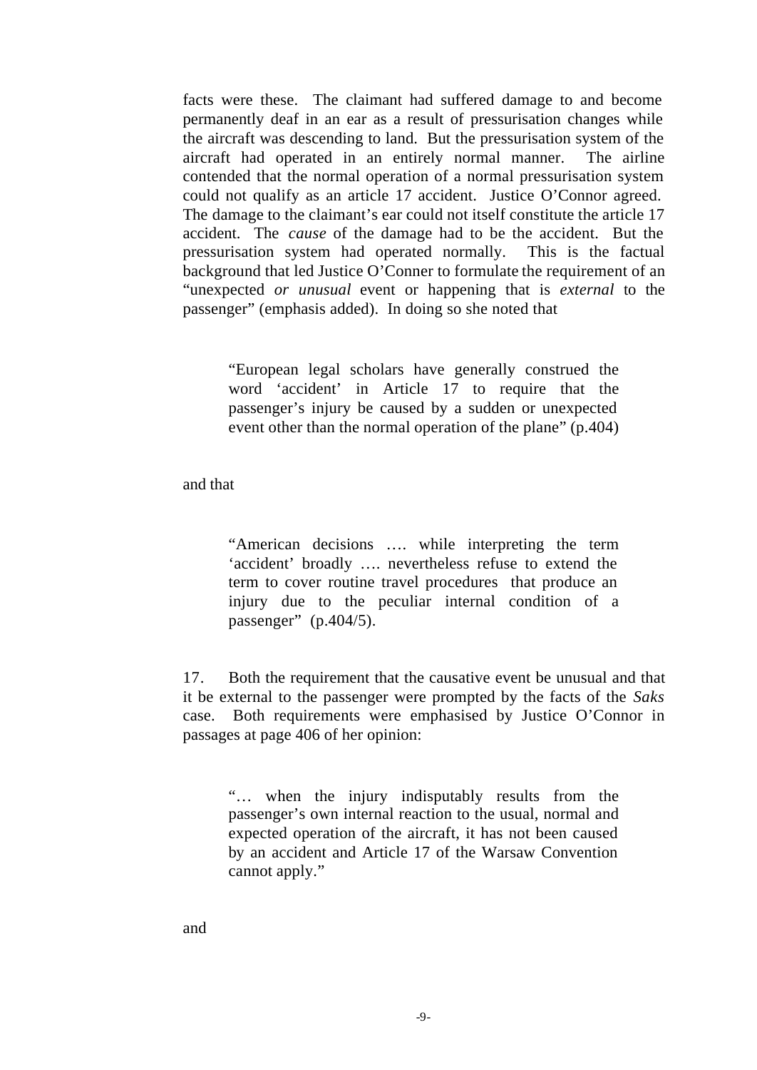facts were these. The claimant had suffered damage to and become permanently deaf in an ear as a result of pressurisation changes while the aircraft was descending to land. But the pressurisation system of the aircraft had operated in an entirely normal manner. The airline contended that the normal operation of a normal pressurisation system could not qualify as an article 17 accident. Justice O'Connor agreed. The damage to the claimant's ear could not itself constitute the article 17 accident. The *cause* of the damage had to be the accident. But the pressurisation system had operated normally. This is the factual background that led Justice O'Conner to formulate the requirement of an "unexpected *or unusual* event or happening that is *external* to the passenger" (emphasis added). In doing so she noted that

> "European legal scholars have generally construed the word 'accident' in Article 17 to require that the passenger's injury be caused by a sudden or unexpected event other than the normal operation of the plane" (p.404)

and that

> "American decisions …. while interpreting the term 'accident' broadly …. nevertheless refuse to extend the term to cover routine travel procedures that produce an injury due to the peculiar internal condition of a passenger" (p.404/5).

17. Both the requirement that the causative event be unusual and that it be external to the passenger were prompted by the facts of the *Saks* case. Both requirements were emphasised by Justice O'Connor in passages at page 406 of her opinion:

> "… when the injury indisputably results from the passenger's own internal reaction to the usual, normal and expected operation of the aircraft, it has not been caused by an accident and Article 17 of the Warsaw Convention cannot apply."

and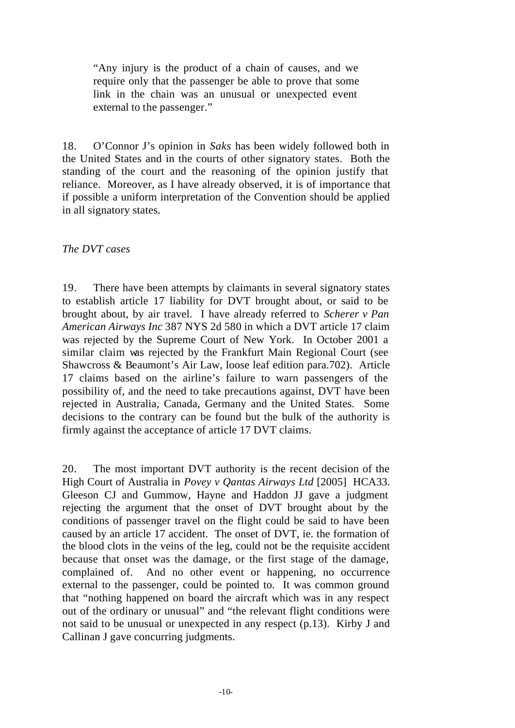> "Any injury is the product of a chain of causes, and we require only that the passenger be able to prove that some link in the chain was an unusual or unexpected event external to the passenger."

18. O'Connor J's opinion in *Saks* has been widely followed both in the United States and in the courts of other signatory states. Both the standing of the court and the reasoning of the opinion justify that reliance. Moreover, as I have already observed, it is of importance that if possible a uniform interpretation of the Convention should be applied in all signatory states.

*The DVT cases*

19. There have been attempts by claimants in several signatory states to establish article 17 liability for DVT brought about, or said to be brought about, by air travel. I have already referred to *Scherer v Pan American Airways Inc* 387 NYS 2d 580 in which a DVT article 17 claim was rejected by the Supreme Court of New York. In October 2001 a similar claim was rejected by the Frankfurt Main Regional Court (see Shawcross & Beaumont's Air Law, loose leaf edition para.702). Article 17 claims based on the airline's failure to warn passengers of the possibility of, and the need to take precautions against, DVT have been rejected in Australia, Canada, Germany and the United States. Some decisions to the contrary can be found but the bulk of the authority is firmly against the acceptance of article 17 DVT claims.

20. The most important DVT authority is the recent decision of the High Court of Australia in *Povey v Qantas Airways Ltd* [2005] HCA33. Gleeson CJ and Gummow, Hayne and Haddon JJ gave a judgment rejecting the argument that the onset of DVT brought about by the conditions of passenger travel on the flight could be said to have been caused by an article 17 accident. The onset of DVT, ie. the formation of the blood clots in the veins of the leg, could not be the requisite accident because that onset was the damage, or the first stage of the damage, complained of. And no other event or happening, no occurrence external to the passenger, could be pointed to. It was common ground that "nothing happened on board the aircraft which was in any respect out of the ordinary or unusual" and "the relevant flight conditions were not said to be unusual or unexpected in any respect (p.13). Kirby J and Callinan J gave concurring judgments.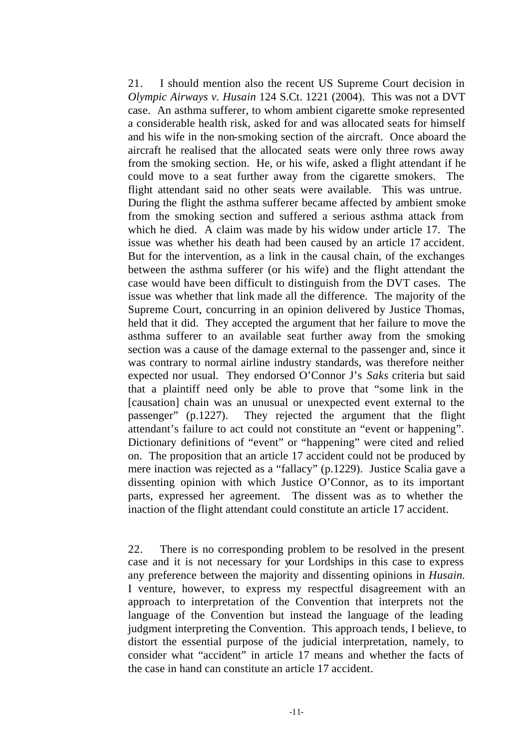21. I should mention also the recent US Supreme Court decision in *Olympic Airways v. Husain* 124 S.Ct. 1221 (2004). This was not a DVT case. An asthma sufferer, to whom ambient cigarette smoke represented a considerable health risk, asked for and was allocated seats for himself and his wife in the non-smoking section of the aircraft. Once aboard the aircraft he realised that the allocated seats were only three rows away from the smoking section. He, or his wife, asked a flight attendant if he could move to a seat further away from the cigarette smokers. The flight attendant said no other seats were available. This was untrue. During the flight the asthma sufferer became affected by ambient smoke from the smoking section and suffered a serious asthma attack from which he died. A claim was made by his widow under article 17. The issue was whether his death had been caused by an article 17 accident. But for the intervention, as a link in the causal chain, of the exchanges between the asthma sufferer (or his wife) and the flight attendant the case would have been difficult to distinguish from the DVT cases. The issue was whether that link made all the difference. The majority of the Supreme Court, concurring in an opinion delivered by Justice Thomas, held that it did. They accepted the argument that her failure to move the asthma sufferer to an available seat further away from the smoking section was a cause of the damage external to the passenger and, since it was contrary to normal airline industry standards, was therefore neither expected nor usual. They endorsed O'Connor J's *Saks* criteria but said that a plaintiff need only be able to prove that "some link in the [causation] chain was an unusual or unexpected event external to the passenger" (p.1227). They rejected the argument that the flight attendant's failure to act could not constitute an "event or happening". Dictionary definitions of "event" or "happening" were cited and relied on. The proposition that an article 17 accident could not be produced by mere inaction was rejected as a "fallacy" (p.1229). Justice Scalia gave a dissenting opinion with which Justice O'Connor, as to its important parts, expressed her agreement. The dissent was as to whether the inaction of the flight attendant could constitute an article 17 accident.

22. There is no corresponding problem to be resolved in the present case and it is not necessary for your Lordships in this case to express any preference between the majority and dissenting opinions in *Husain*. I venture, however, to express my respectful disagreement with an approach to interpretation of the Convention that interprets not the language of the Convention but instead the language of the leading judgment interpreting the Convention. This approach tends, I believe, to distort the essential purpose of the judicial interpretation, namely, to consider what "accident" in article 17 means and whether the facts of the case in hand can constitute an article 17 accident.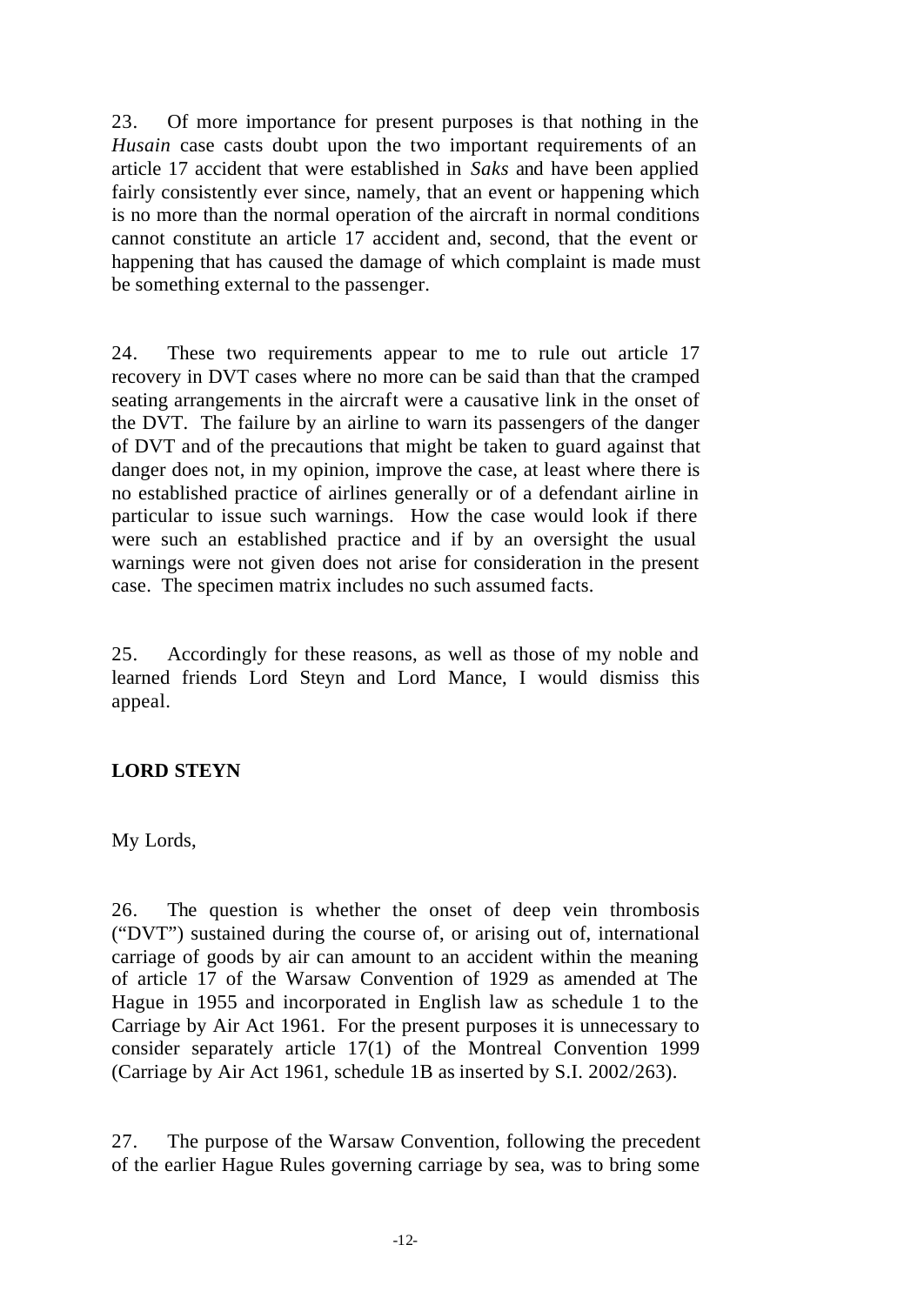23. Of more importance for present purposes is that nothing in the *Husain* case casts doubt upon the two important requirements of an article 17 accident that were established in *Saks* and have been applied fairly consistently ever since, namely, that an event or happening which is no more than the normal operation of the aircraft in normal conditions cannot constitute an article 17 accident and, second, that the event or happening that has caused the damage of which complaint is made must be something external to the passenger.

24. These two requirements appear to me to rule out article 17 recovery in DVT cases where no more can be said than that the cramped seating arrangements in the aircraft were a causative link in the onset of the DVT. The failure by an airline to warn its passengers of the danger of DVT and of the precautions that might be taken to guard against that danger does not, in my opinion, improve the case, at least where there is no established practice of airlines generally or of a defendant airline in particular to issue such warnings. How the case would look if there were such an established practice and if by an oversight the usual warnings were not given does not arise for consideration in the present case. The specimen matrix includes no such assumed facts.

25. Accordingly for these reasons, as well as those of my noble and learned friends Lord Steyn and Lord Mance, I would dismiss this appeal.

**LORD STEYN**

My Lords,

26. The question is whether the onset of deep vein thrombosis ("DVT") sustained during the course of, or arising out of, international carriage of goods by air can amount to an accident within the meaning of article 17 of the Warsaw Convention of 1929 as amended at The Hague in 1955 and incorporated in English law as schedule 1 to the Carriage by Air Act 1961. For the present purposes it is unnecessary to consider separately article 17(1) of the Montreal Convention 1999 (Carriage by Air Act 1961, schedule 1B as inserted by S.I. 2002/263).

27. The purpose of the Warsaw Convention, following the precedent of the earlier Hague Rules governing carriage by sea, was to bring some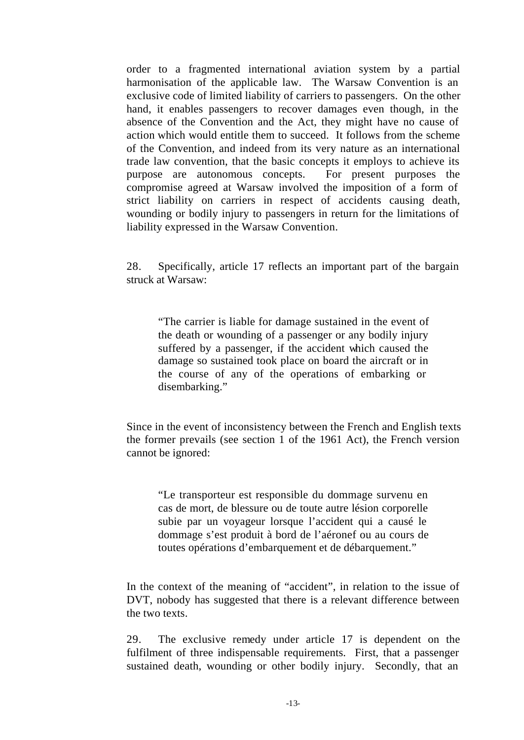order to a fragmented international aviation system by a partial harmonisation of the applicable law. The Warsaw Convention is an exclusive code of limited liability of carriers to passengers. On the other hand, it enables passengers to recover damages even though, in the absence of the Convention and the Act, they might have no cause of action which would entitle them to succeed. It follows from the scheme of the Convention, and indeed from its very nature as an international trade law convention, that the basic concepts it employs to achieve its purpose are autonomous concepts. For present purposes the compromise agreed at Warsaw involved the imposition of a form of strict liability on carriers in respect of accidents causing death, wounding or bodily injury to passengers in return for the limitations of liability expressed in the Warsaw Convention.

28. Specifically, article 17 reflects an important part of the bargain struck at Warsaw:

> "The carrier is liable for damage sustained in the event of the death or wounding of a passenger or any bodily injury suffered by a passenger, if the accident which caused the damage so sustained took place on board the aircraft or in the course of any of the operations of embarking or disembarking."

Since in the event of inconsistency between the French and English texts the former prevails (see section 1 of the 1961 Act), the French version cannot be ignored:

> "Le transporteur est responsible du dommage survenu en cas de mort, de blessure ou de toute autre lésion corporelle subie par un voyageur lorsque l'accident qui a causé le dommage s'est produit à bord de l'aéronef ou au cours de toutes opérations d'embarquement et de débarquement."

In the context of the meaning of "accident", in relation to the issue of DVT, nobody has suggested that there is a relevant difference between the two texts.

29. The exclusive remedy under article 17 is dependent on the fulfilment of three indispensable requirements. First, that a passenger sustained death, wounding or other bodily injury. Secondly, that an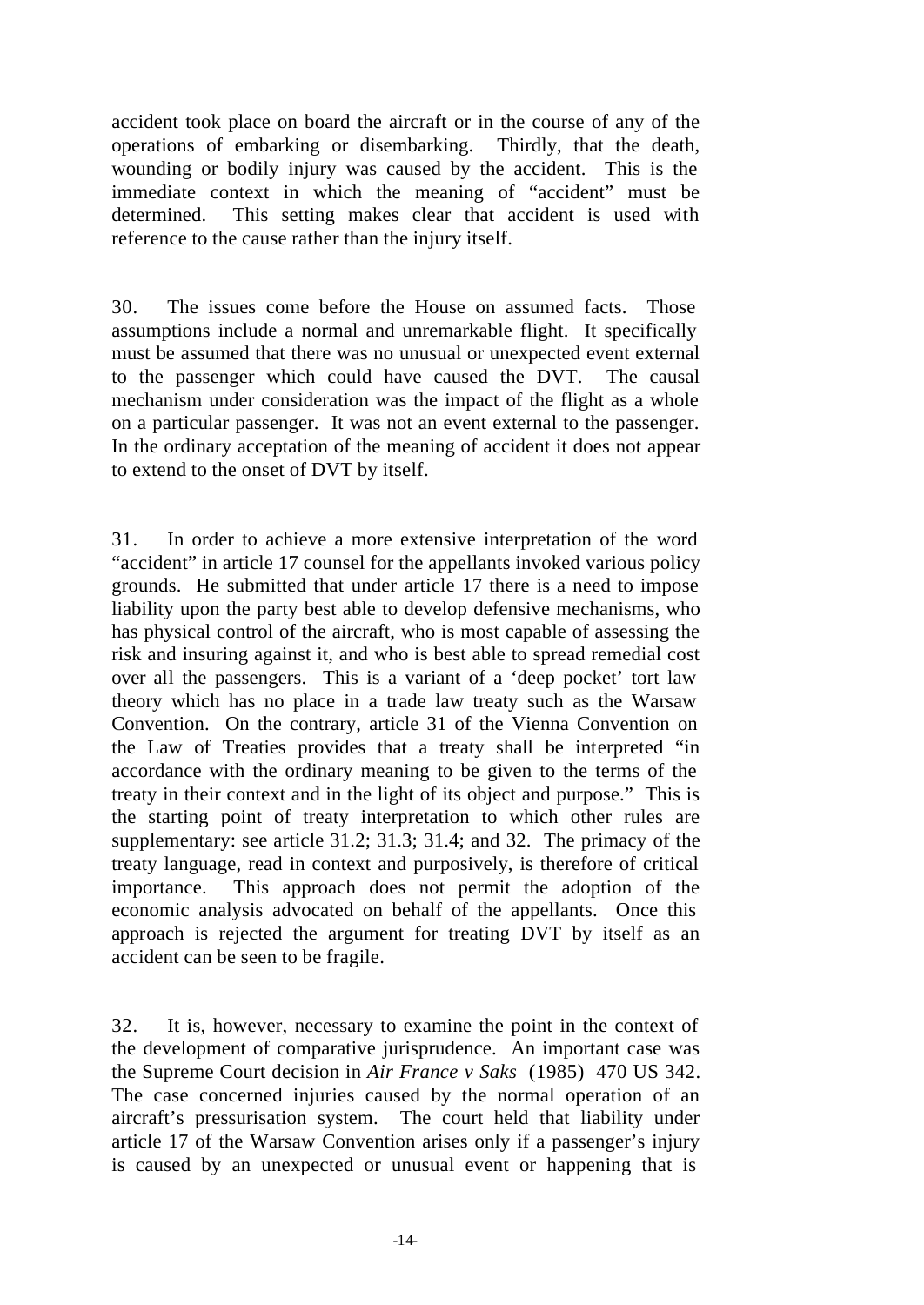accident took place on board the aircraft or in the course of any of the operations of embarking or disembarking. Thirdly, that the death, wounding or bodily injury was caused by the accident. This is the immediate context in which the meaning of "accident" must be determined. This setting makes clear that accident is used with reference to the cause rather than the injury itself.

30. The issues come before the House on assumed facts. Those assumptions include a normal and unremarkable flight. It specifically must be assumed that there was no unusual or unexpected event external to the passenger which could have caused the DVT. The causal mechanism under consideration was the impact of the flight as a whole on a particular passenger. It was not an event external to the passenger. In the ordinary acceptation of the meaning of accident it does not appear to extend to the onset of DVT by itself.

31. In order to achieve a more extensive interpretation of the word "accident" in article 17 counsel for the appellants invoked various policy grounds. He submitted that under article 17 there is a need to impose liability upon the party best able to develop defensive mechanisms, who has physical control of the aircraft, who is most capable of assessing the risk and insuring against it, and who is best able to spread remedial cost over all the passengers. This is a variant of a 'deep pocket' tort law theory which has no place in a trade law treaty such as the Warsaw Convention. On the contrary, article 31 of the Vienna Convention on the Law of Treaties provides that a treaty shall be interpreted "in accordance with the ordinary meaning to be given to the terms of the treaty in their context and in the light of its object and purpose." This is the starting point of treaty interpretation to which other rules are supplementary: see article 31.2; 31.3; 31.4; and 32. The primacy of the treaty language, read in context and purposively, is therefore of critical importance. This approach does not permit the adoption of the economic analysis advocated on behalf of the appellants. Once this approach is rejected the argument for treating DVT by itself as an accident can be seen to be fragile.

32. It is, however, necessary to examine the point in the context of the development of comparative jurisprudence. An important case was the Supreme Court decision in *Air France v Saks* (1985) 470 US 342. The case concerned injuries caused by the normal operation of an aircraft's pressurisation system. The court held that liability under article 17 of the Warsaw Convention arises only if a passenger's injury is caused by an unexpected or unusual event or happening that is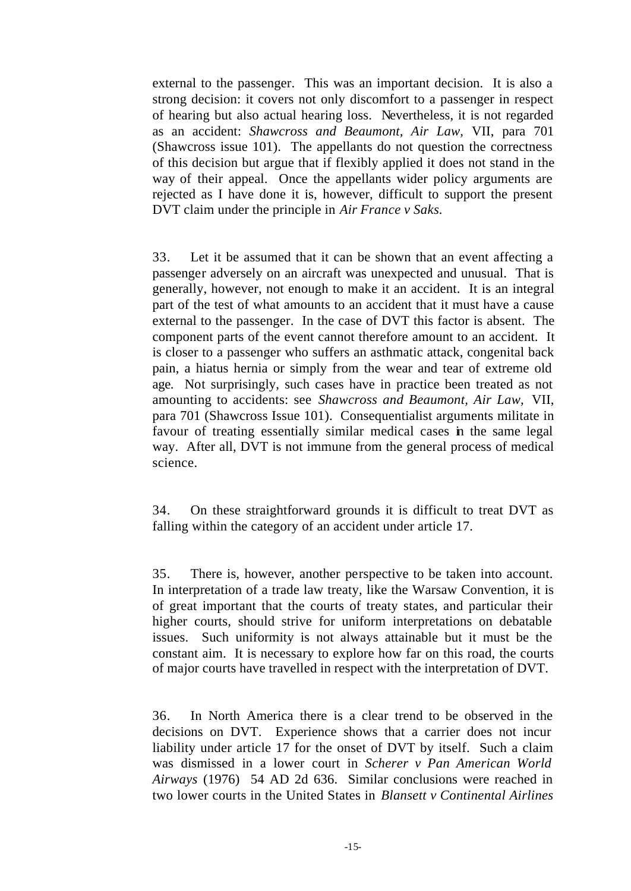external to the passenger. This was an important decision. It is also a strong decision: it covers not only discomfort to a passenger in respect of hearing but also actual hearing loss. Nevertheless, it is not regarded as an accident: *Shawcross and Beaumont, Air Law,* VII, para 701 (Shawcross issue 101). The appellants do not question the correctness of this decision but argue that if flexibly applied it does not stand in the way of their appeal. Once the appellants wider policy arguments are rejected as I have done it is, however, difficult to support the present DVT claim under the principle in *Air France v Saks.*

33. Let it be assumed that it can be shown that an event affecting a passenger adversely on an aircraft was unexpected and unusual. That is generally, however, not enough to make it an accident. It is an integral part of the test of what amounts to an accident that it must have a cause external to the passenger. In the case of DVT this factor is absent. The component parts of the event cannot therefore amount to an accident. It is closer to a passenger who suffers an asthmatic attack, congenital back pain, a hiatus hernia or simply from the wear and tear of extreme old age. Not surprisingly, such cases have in practice been treated as not amounting to accidents: see *Shawcross and Beaumont, Air Law,* VII, para 701 (Shawcross Issue 101). Consequentialist arguments militate in favour of treating essentially similar medical cases in the same legal way. After all, DVT is not immune from the general process of medical science.

34. On these straightforward grounds it is difficult to treat DVT as falling within the category of an accident under article 17.

35. There is, however, another perspective to be taken into account. In interpretation of a trade law treaty, like the Warsaw Convention, it is of great important that the courts of treaty states, and particular their higher courts, should strive for uniform interpretations on debatable issues. Such uniformity is not always attainable but it must be the constant aim. It is necessary to explore how far on this road, the courts of major courts have travelled in respect with the interpretation of DVT.

36. In North America there is a clear trend to be observed in the decisions on DVT. Experience shows that a carrier does not incur liability under article 17 for the onset of DVT by itself. Such a claim was dismissed in a lower court in *Scherer v Pan American World Airways* (1976) 54 AD 2d 636. Similar conclusions were reached in two lower courts in the United States in *Blansett v Continental Airlines*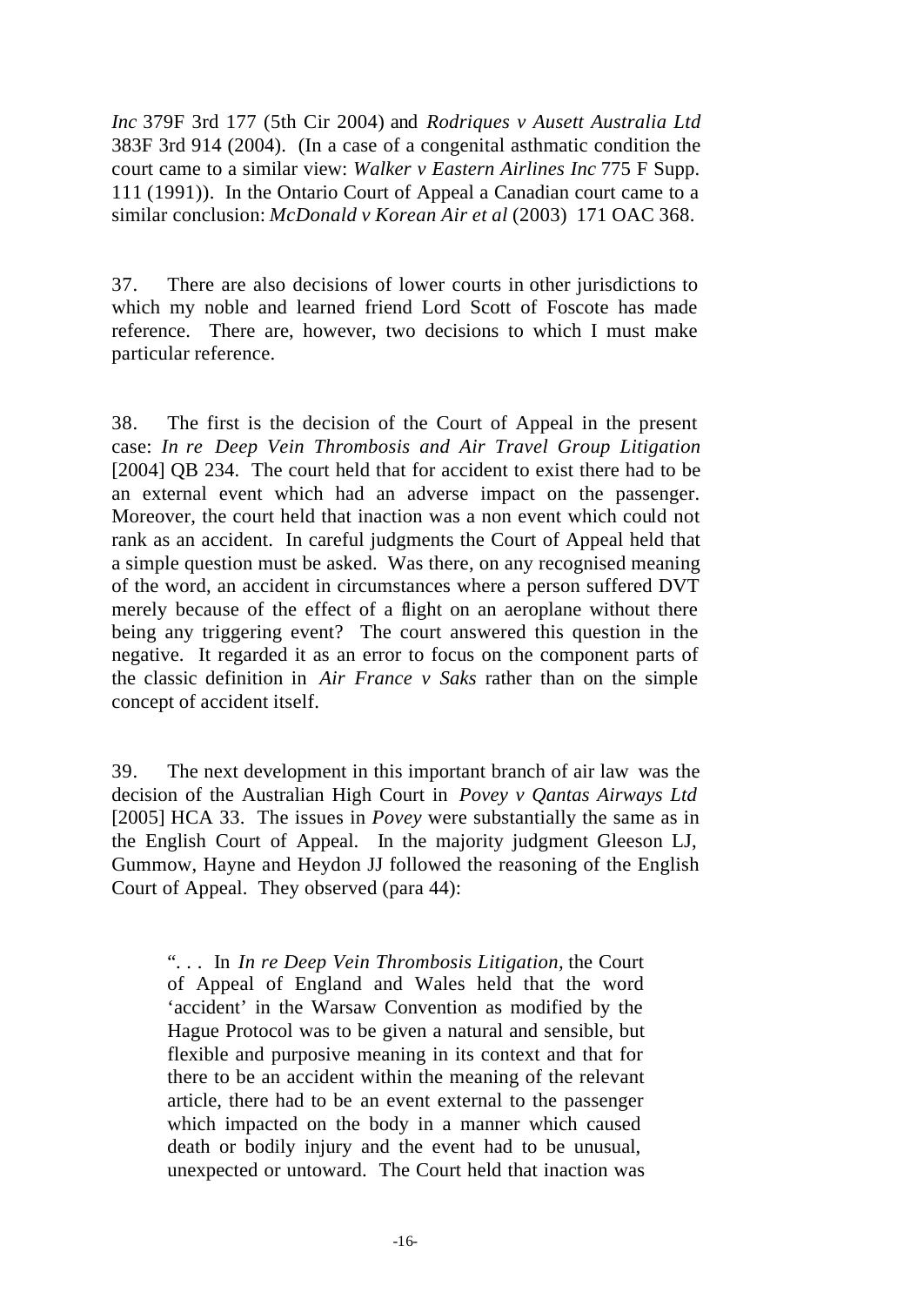*Inc* 379F 3rd 177 (5th Cir 2004) and *Rodriques v Ausett Australia Ltd* 383F 3rd 914 (2004). (In a case of a congenital asthmatic condition the court came to a similar view: *Walker v Eastern Airlines Inc* 775 F Supp. 111 (1991)). In the Ontario Court of Appeal a Canadian court came to a similar conclusion: *McDonald v Korean Air et al* (2003) 171 OAC 368.

37. There are also decisions of lower courts in other jurisdictions to which my noble and learned friend Lord Scott of Foscote has made reference. There are, however, two decisions to which I must make particular reference.

38. The first is the decision of the Court of Appeal in the present case: *In re Deep Vein Thrombosis and Air Travel Group Litigation* [2004] QB 234. The court held that for accident to exist there had to be an external event which had an adverse impact on the passenger. Moreover, the court held that inaction was a non event which could not rank as an accident. In careful judgments the Court of Appeal held that a simple question must be asked. Was there, on any recognised meaning of the word, an accident in circumstances where a person suffered DVT merely because of the effect of a flight on an aeroplane without there being any triggering event? The court answered this question in the negative. It regarded it as an error to focus on the component parts of the classic definition in *Air France v Saks* rather than on the simple concept of accident itself.

39. The next development in this important branch of air law was the decision of the Australian High Court in *Povey v Qantas Airways Ltd* [2005] HCA 33. The issues in *Povey* were substantially the same as in the English Court of Appeal. In the majority judgment Gleeson LJ, Gummow, Hayne and Heydon JJ followed the reasoning of the English Court of Appeal. They observed (para 44):

> ". . . In *In re Deep Vein Thrombosis Litigation,* the Court of Appeal of England and Wales held that the word 'accident' in the Warsaw Convention as modified by the Hague Protocol was to be given a natural and sensible, but flexible and purposive meaning in its context and that for there to be an accident within the meaning of the relevant article, there had to be an event external to the passenger which impacted on the body in a manner which caused death or bodily injury and the event had to be unusual, unexpected or untoward. The Court held that inaction was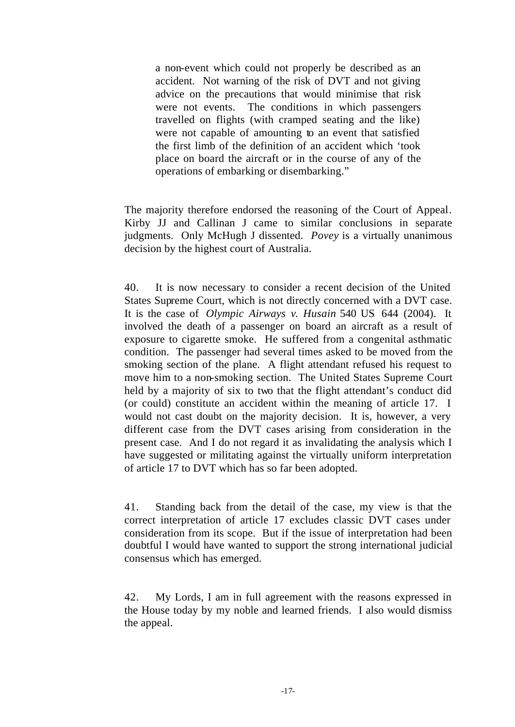> a non-event which could not properly be described as an accident. Not warning of the risk of DVT and not giving advice on the precautions that would minimise that risk were not events. The conditions in which passengers travelled on flights (with cramped seating and the like) were not capable of amounting to an event that satisfied the first limb of the definition of an accident which 'took place on board the aircraft or in the course of any of the operations of embarking or disembarking."

The majority therefore endorsed the reasoning of the Court of Appeal. Kirby JJ and Callinan J came to similar conclusions in separate judgments. Only McHugh J dissented. *Povey* is a virtually unanimous decision by the highest court of Australia.

40. It is now necessary to consider a recent decision of the United States Supreme Court, which is not directly concerned with a DVT case. It is the case of *Olympic Airways v. Husain* 540 US 644 (2004). It involved the death of a passenger on board an aircraft as a result of exposure to cigarette smoke. He suffered from a congenital asthmatic condition. The passenger had several times asked to be moved from the smoking section of the plane. A flight attendant refused his request to move him to a non-smoking section. The United States Supreme Court held by a majority of six to two that the flight attendant's conduct did (or could) constitute an accident within the meaning of article 17. I would not cast doubt on the majority decision. It is, however, a very different case from the DVT cases arising from consideration in the present case. And I do not regard it as invalidating the analysis which I have suggested or militating against the virtually uniform interpretation of article 17 to DVT which has so far been adopted.

41. Standing back from the detail of the case, my view is that the correct interpretation of article 17 excludes classic DVT cases under consideration from its scope. But if the issue of interpretation had been doubtful I would have wanted to support the strong international judicial consensus which has emerged.

42. My Lords, I am in full agreement with the reasons expressed in the House today by my noble and learned friends. I also would dismiss the appeal.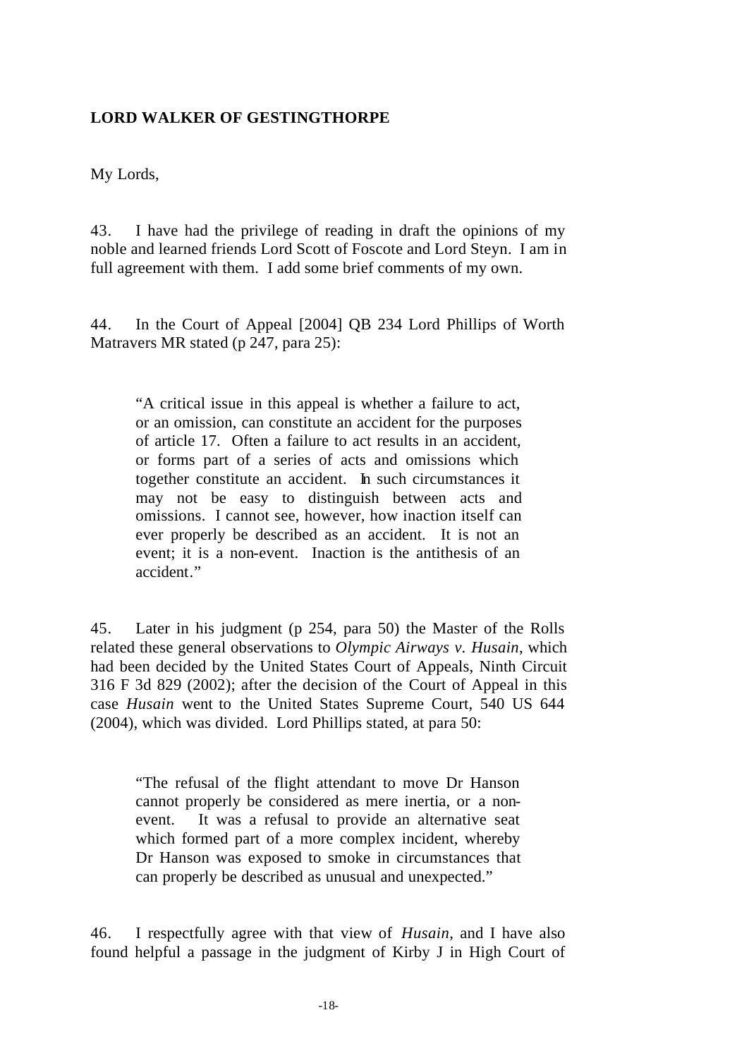**LORD WALKER OF GESTINGTHORPE**

My Lords,

43. I have had the privilege of reading in draft the opinions of my noble and learned friends Lord Scott of Foscote and Lord Steyn. I am in full agreement with them. I add some brief comments of my own.

44. In the Court of Appeal [2004] QB 234 Lord Phillips of Worth Matravers MR stated (p 247, para 25):

> "A critical issue in this appeal is whether a failure to act, or an omission, can constitute an accident for the purposes of article 17. Often a failure to act results in an accident, or forms part of a series of acts and omissions which together constitute an accident. In such circumstances it may not be easy to distinguish between acts and omissions. I cannot see, however, how inaction itself can ever properly be described as an accident. It is not an event; it is a non-event. Inaction is the antithesis of an accident."

45. Later in his judgment (p 254, para 50) the Master of the Rolls related these general observations to *Olympic Airways v. Husain*, which had been decided by the United States Court of Appeals, Ninth Circuit 316 F 3d 829 (2002); after the decision of the Court of Appeal in this case *Husain* went to the United States Supreme Court, 540 US 644 (2004), which was divided. Lord Phillips stated, at para 50:

> "The refusal of the flight attendant to move Dr Hanson cannot properly be considered as mere inertia, or a non-event. It was a refusal to provide an alternative seat which formed part of a more complex incident, whereby Dr Hanson was exposed to smoke in circumstances that can properly be described as unusual and unexpected."

46. I respectfully agree with that view of *Husain*, and I have also found helpful a passage in the judgment of Kirby J in High Court of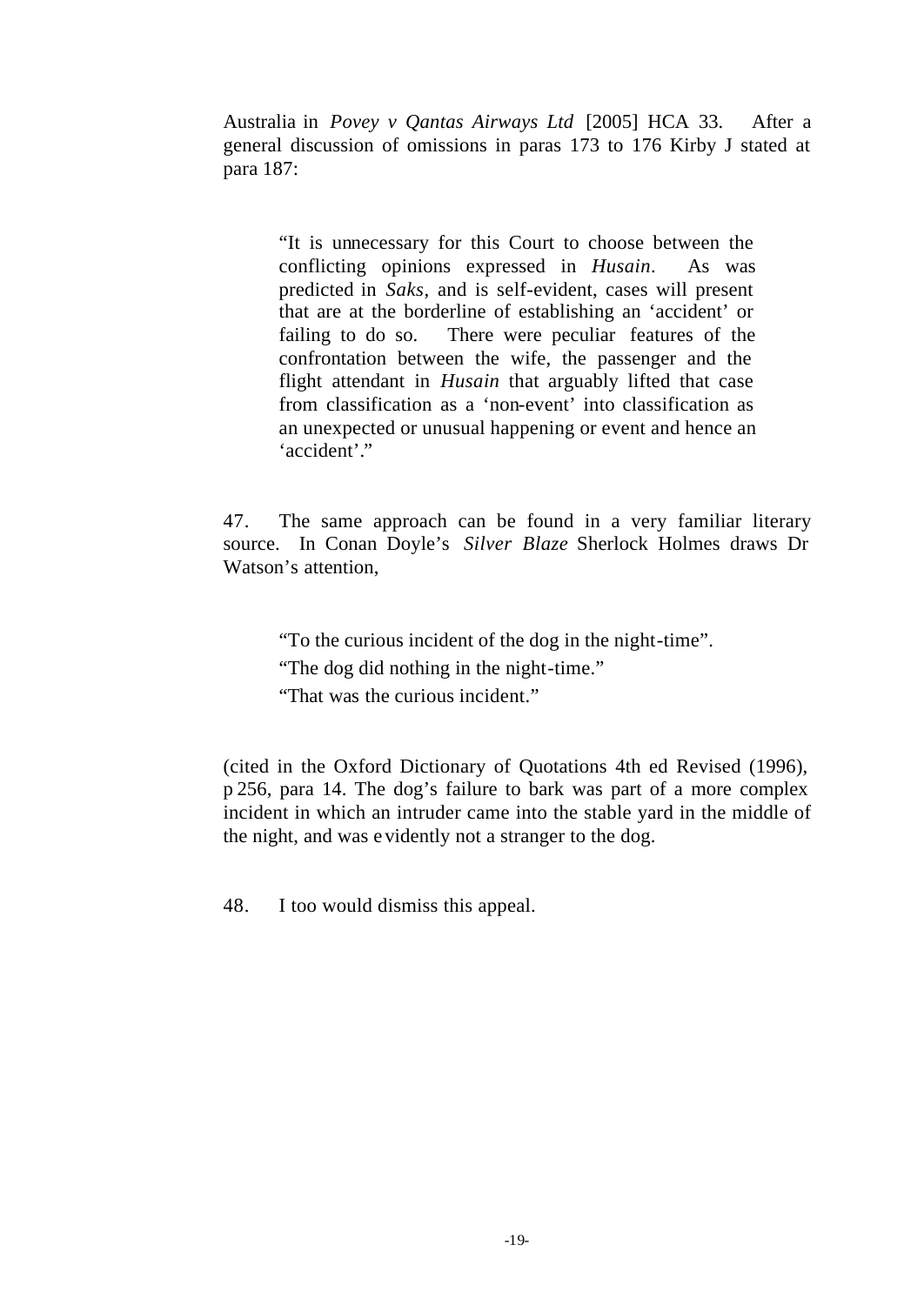Australia in *Povey v Qantas Airways Ltd* [2005] HCA 33. After a general discussion of omissions in paras 173 to 176 Kirby J stated at para 187:

> "It is unnecessary for this Court to choose between the conflicting opinions expressed in *Husain*. As was predicted in *Saks*, and is self-evident, cases will present that are at the borderline of establishing an 'accident' or failing to do so. There were peculiar features of the confrontation between the wife, the passenger and the flight attendant in *Husain* that arguably lifted that case from classification as a 'non-event' into classification as an unexpected or unusual happening or event and hence an 'accident'."

47. The same approach can be found in a very familiar literary source. In Conan Doyle's *Silver Blaze* Sherlock Holmes draws Dr Watson's attention,

> "To the curious incident of the dog in the night-time".
>
> "The dog did nothing in the night-time."
>
> "That was the curious incident."

(cited in the Oxford Dictionary of Quotations 4th ed Revised (1996), p 256, para 14. The dog's failure to bark was part of a more complex incident in which an intruder came into the stable yard in the middle of the night, and was evidently not a stranger to the dog.

48. I too would dismiss this appeal.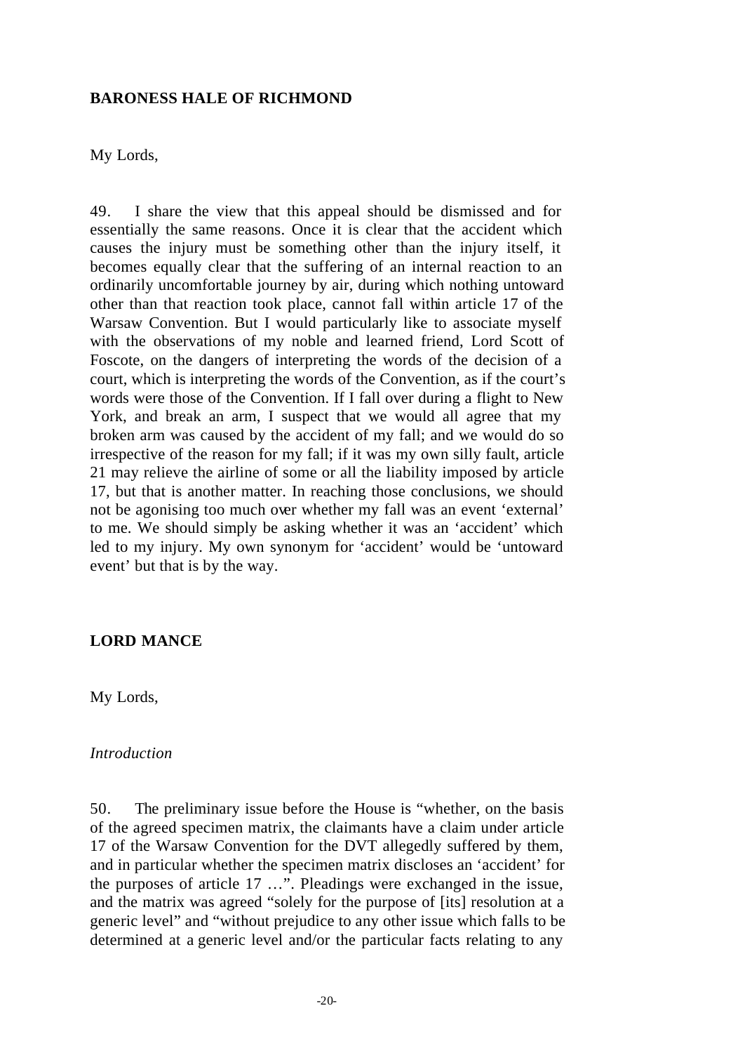**BARONESS HALE OF RICHMOND**

My Lords,

49. I share the view that this appeal should be dismissed and for essentially the same reasons. Once it is clear that the accident which causes the injury must be something other than the injury itself, it becomes equally clear that the suffering of an internal reaction to an ordinarily uncomfortable journey by air, during which nothing untoward other than that reaction took place, cannot fall within article 17 of the Warsaw Convention. But I would particularly like to associate myself with the observations of my noble and learned friend, Lord Scott of Foscote, on the dangers of interpreting the words of the decision of a court, which is interpreting the words of the Convention, as if the court's words were those of the Convention. If I fall over during a flight to New York, and break an arm, I suspect that we would all agree that my broken arm was caused by the accident of my fall; and we would do so irrespective of the reason for my fall; if it was my own silly fault, article 21 may relieve the airline of some or all the liability imposed by article 17, but that is another matter. In reaching those conclusions, we should not be agonising too much over whether my fall was an event 'external' to me. We should simply be asking whether it was an 'accident' which led to my injury. My own synonym for 'accident' would be 'untoward event' but that is by the way.

**LORD MANCE**

My Lords,

*Introduction*

50. The preliminary issue before the House is "whether, on the basis of the agreed specimen matrix, the claimants have a claim under article 17 of the Warsaw Convention for the DVT allegedly suffered by them, and in particular whether the specimen matrix discloses an 'accident' for the purposes of article 17 …". Pleadings were exchanged in the issue, and the matrix was agreed "solely for the purpose of [its] resolution at a generic level" and "without prejudice to any other issue which falls to be determined at a generic level and/or the particular facts relating to any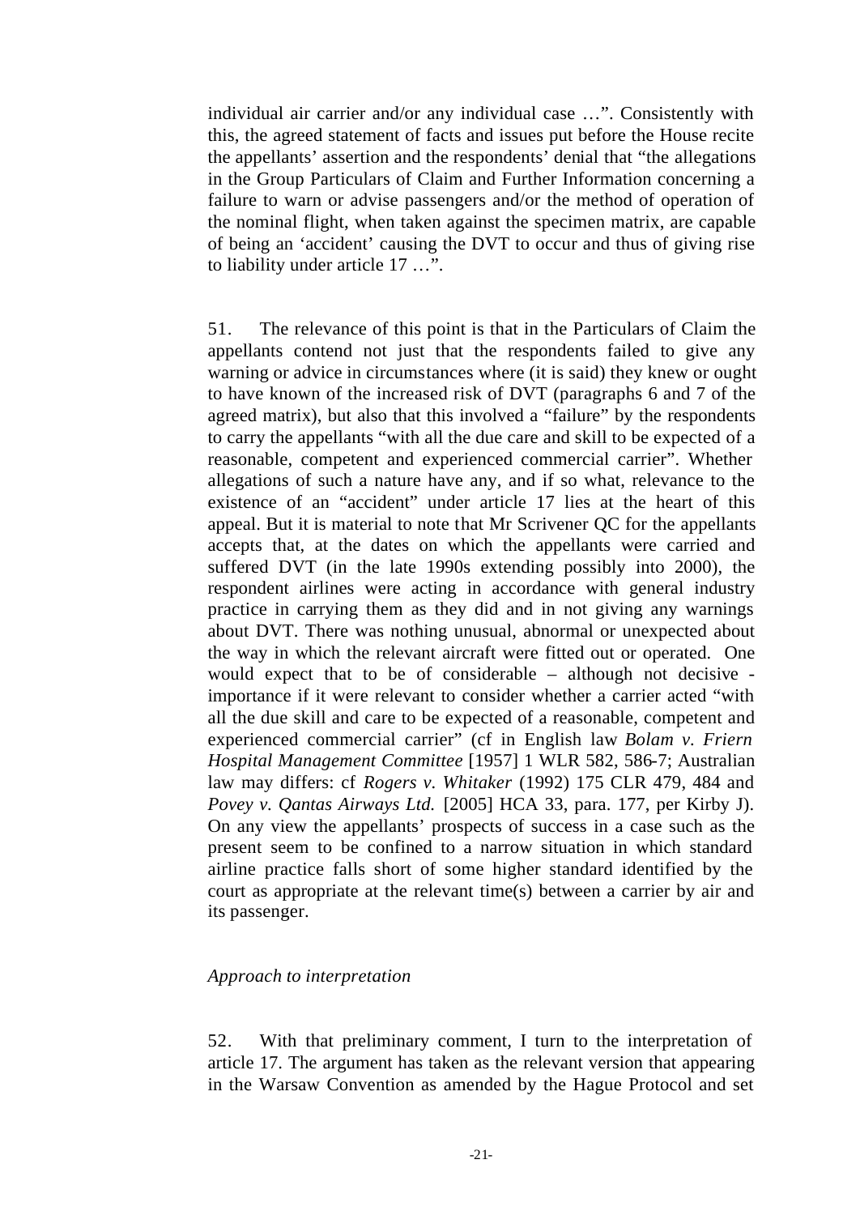individual air carrier and/or any individual case …". Consistently with this, the agreed statement of facts and issues put before the House recite the appellants' assertion and the respondents' denial that "the allegations in the Group Particulars of Claim and Further Information concerning a failure to warn or advise passengers and/or the method of operation of the nominal flight, when taken against the specimen matrix, are capable of being an 'accident' causing the DVT to occur and thus of giving rise to liability under article 17 …".

51. The relevance of this point is that in the Particulars of Claim the appellants contend not just that the respondents failed to give any warning or advice in circumstances where (it is said) they knew or ought to have known of the increased risk of DVT (paragraphs 6 and 7 of the agreed matrix), but also that this involved a "failure" by the respondents to carry the appellants "with all the due care and skill to be expected of a reasonable, competent and experienced commercial carrier". Whether allegations of such a nature have any, and if so what, relevance to the existence of an "accident" under article 17 lies at the heart of this appeal. But it is material to note that Mr Scrivener QC for the appellants accepts that, at the dates on which the appellants were carried and suffered DVT (in the late 1990s extending possibly into 2000), the respondent airlines were acting in accordance with general industry practice in carrying them as they did and in not giving any warnings about DVT. There was nothing unusual, abnormal or unexpected about the way in which the relevant aircraft were fitted out or operated. One would expect that to be of considerable – although not decisive - importance if it were relevant to consider whether a carrier acted "with all the due skill and care to be expected of a reasonable, competent and experienced commercial carrier" (cf in English law *Bolam v. Friern Hospital Management Committee* [1957] 1 WLR 582, 586-7; Australian law may differs: cf *Rogers v. Whitaker* (1992) 175 CLR 479, 484 and *Povey v. Qantas Airways Ltd.* [2005] HCA 33, para. 177, per Kirby J). On any view the appellants' prospects of success in a case such as the present seem to be confined to a narrow situation in which standard airline practice falls short of some higher standard identified by the court as appropriate at the relevant time(s) between a carrier by air and its passenger.

*Approach to interpretation*

52. With that preliminary comment, I turn to the interpretation of article 17. The argument has taken as the relevant version that appearing in the Warsaw Convention as amended by the Hague Protocol and set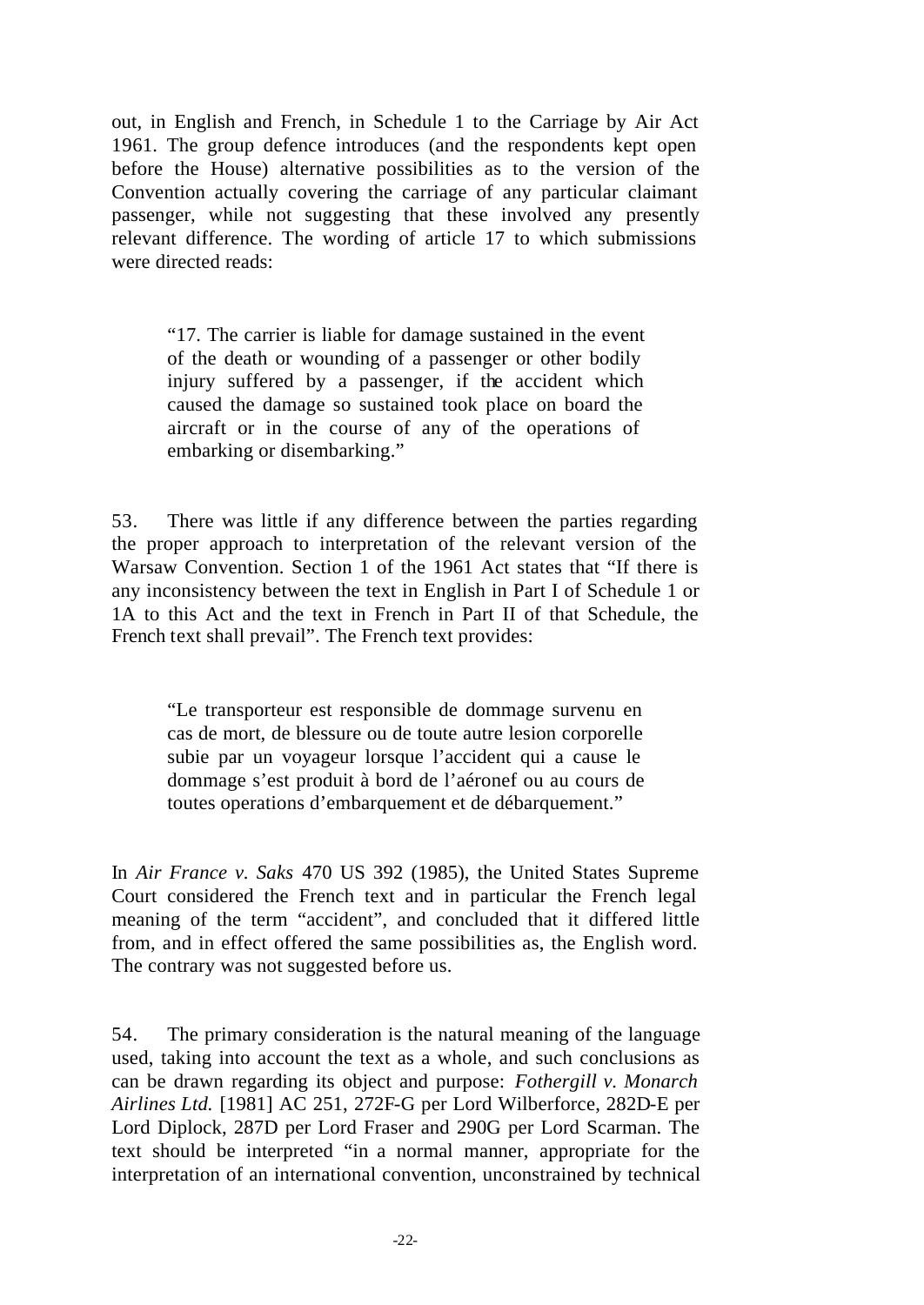out, in English and French, in Schedule 1 to the Carriage by Air Act 1961. The group defence introduces (and the respondents kept open before the House) alternative possibilities as to the version of the Convention actually covering the carriage of any particular claimant passenger, while not suggesting that these involved any presently relevant difference. The wording of article 17 to which submissions were directed reads:

> "17. The carrier is liable for damage sustained in the event of the death or wounding of a passenger or other bodily injury suffered by a passenger, if the accident which caused the damage so sustained took place on board the aircraft or in the course of any of the operations of embarking or disembarking."

53. There was little if any difference between the parties regarding the proper approach to interpretation of the relevant version of the Warsaw Convention. Section 1 of the 1961 Act states that "If there is any inconsistency between the text in English in Part I of Schedule 1 or 1A to this Act and the text in French in Part II of that Schedule, the French text shall prevail". The French text provides:

> "Le transporteur est responsible de dommage survenu en cas de mort, de blessure ou de toute autre lesion corporelle subie par un voyageur lorsque l'accident qui a cause le dommage s'est produit à bord de l'aéronef ou au cours de toutes operations d'embarquement et de débarquement."

In *Air France v. Saks* 470 US 392 (1985), the United States Supreme Court considered the French text and in particular the French legal meaning of the term "accident", and concluded that it differed little from, and in effect offered the same possibilities as, the English word. The contrary was not suggested before us.

54. The primary consideration is the natural meaning of the language used, taking into account the text as a whole, and such conclusions as can be drawn regarding its object and purpose: *Fothergill v. Monarch Airlines Ltd.* [1981] AC 251, 272F-G per Lord Wilberforce, 282D-E per Lord Diplock, 287D per Lord Fraser and 290G per Lord Scarman. The text should be interpreted "in a normal manner, appropriate for the interpretation of an international convention, unconstrained by technical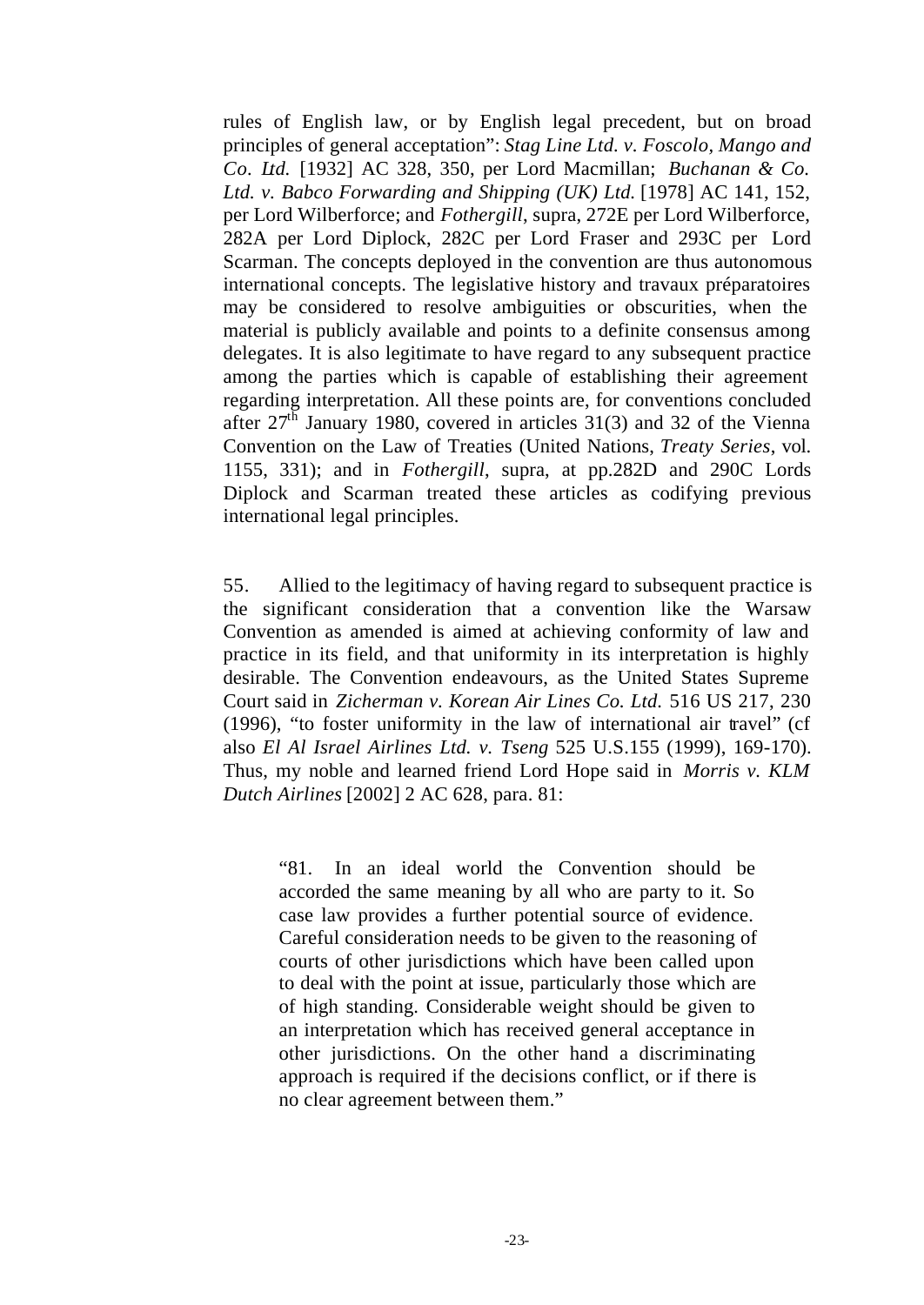rules of English law, or by English legal precedent, but on broad principles of general acceptation": *Stag Line Ltd. v. Foscolo, Mango and Co. Ltd.* [1932] AC 328, 350, per Lord Macmillan; *Buchanan & Co. Ltd. v. Babco Forwarding and Shipping (UK) Ltd.* [1978] AC 141, 152, per Lord Wilberforce; and *Fothergill*, supra, 272E per Lord Wilberforce, 282A per Lord Diplock, 282C per Lord Fraser and 293C per Lord Scarman. The concepts deployed in the convention are thus autonomous international concepts. The legislative history and travaux préparatoires may be considered to resolve ambiguities or obscurities, when the material is publicly available and points to a definite consensus among delegates. It is also legitimate to have regard to any subsequent practice among the parties which is capable of establishing their agreement regarding interpretation. All these points are, for conventions concluded after 27th January 1980, covered in articles 31(3) and 32 of the Vienna Convention on the Law of Treaties (United Nations, *Treaty Series*, vol. 1155, 331); and in *Fothergill*, supra, at pp.282D and 290C Lords Diplock and Scarman treated these articles as codifying previous international legal principles.

55. Allied to the legitimacy of having regard to subsequent practice is the significant consideration that a convention like the Warsaw Convention as amended is aimed at achieving conformity of law and practice in its field, and that uniformity in its interpretation is highly desirable. The Convention endeavours, as the United States Supreme Court said in *Zicherman v. Korean Air Lines Co. Ltd.* 516 US 217, 230 (1996), "to foster uniformity in the law of international air travel" (cf also *El Al Israel Airlines Ltd. v. Tseng* 525 U.S.155 (1999), 169-170). Thus, my noble and learned friend Lord Hope said in *Morris v. KLM Dutch Airlines* [2002] 2 AC 628, para. 81:

> "81. In an ideal world the Convention should be accorded the same meaning by all who are party to it. So case law provides a further potential source of evidence. Careful consideration needs to be given to the reasoning of courts of other jurisdictions which have been called upon to deal with the point at issue, particularly those which are of high standing. Considerable weight should be given to an interpretation which has received general acceptance in other jurisdictions. On the other hand a discriminating approach is required if the decisions conflict, or if there is no clear agreement between them."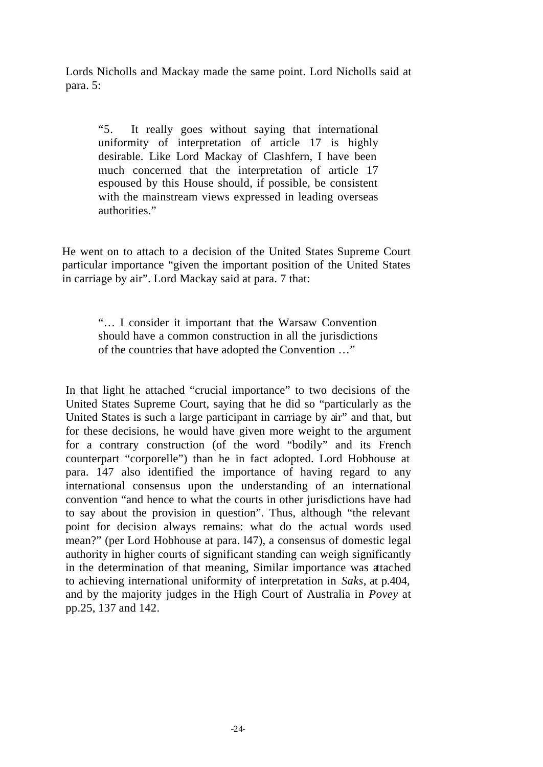Lords Nicholls and Mackay made the same point. Lord Nicholls said at para. 5:

> "5. It really goes without saying that international uniformity of interpretation of article 17 is highly desirable. Like Lord Mackay of Clashfern, I have been much concerned that the interpretation of article 17 espoused by this House should, if possible, be consistent with the mainstream views expressed in leading overseas authorities."

He went on to attach to a decision of the United States Supreme Court particular importance "given the important position of the United States in carriage by air". Lord Mackay said at para. 7 that:

> "… I consider it important that the Warsaw Convention should have a common construction in all the jurisdictions of the countries that have adopted the Convention …"

In that light he attached "crucial importance" to two decisions of the United States Supreme Court, saying that he did so "particularly as the United States is such a large participant in carriage by air" and that, but for these decisions, he would have given more weight to the argument for a contrary construction (of the word "bodily" and its French counterpart "corporelle") than he in fact adopted. Lord Hobhouse at para. 147 also identified the importance of having regard to any international consensus upon the understanding of an international convention "and hence to what the courts in other jurisdictions have had to say about the provision in question". Thus, although "the relevant point for decision always remains: what do the actual words used mean?" (per Lord Hobhouse at para. l47), a consensus of domestic legal authority in higher courts of significant standing can weigh significantly in the determination of that meaning, Similar importance was attached to achieving international uniformity of interpretation in *Saks*, at p.404, and by the majority judges in the High Court of Australia in *Povey* at pp.25, 137 and 142.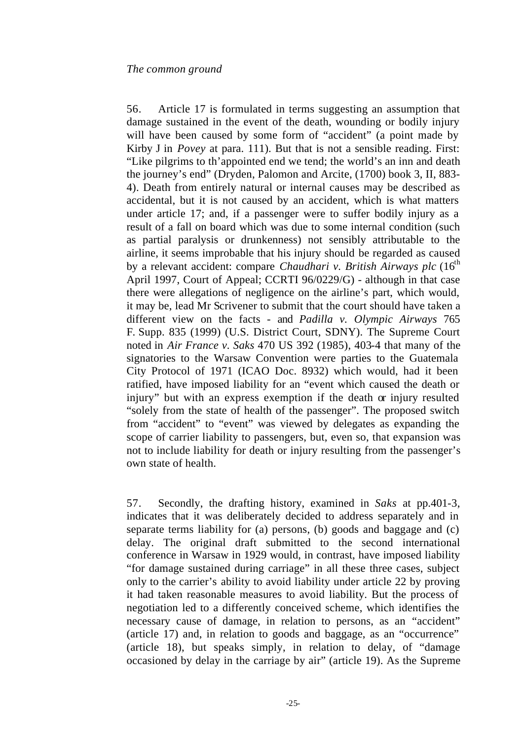*The common ground*

56. Article 17 is formulated in terms suggesting an assumption that damage sustained in the event of the death, wounding or bodily injury will have been caused by some form of "accident" (a point made by Kirby J in *Povey* at para. 111). But that is not a sensible reading. First: "Like pilgrims to th'appointed end we tend; the world's an inn and death the journey's end" (Dryden, Palomon and Arcite, (1700) book 3, II, 883-4). Death from entirely natural or internal causes may be described as accidental, but it is not caused by an accident, which is what matters under article 17; and, if a passenger were to suffer bodily injury as a result of a fall on board which was due to some internal condition (such as partial paralysis or drunkenness) not sensibly attributable to the airline, it seems improbable that his injury should be regarded as caused by a relevant accident: compare *Chaudhari v. British Airways plc* (16th April 1997, Court of Appeal; CCRTI 96/0229/G) - although in that case there were allegations of negligence on the airline's part, which would, it may be, lead Mr Scrivener to submit that the court should have taken a different view on the facts - and *Padilla v. Olympic Airways* 765 F. Supp. 835 (1999) (U.S. District Court, SDNY). The Supreme Court noted in *Air France v. Saks* 470 US 392 (1985), 403-4 that many of the signatories to the Warsaw Convention were parties to the Guatemala City Protocol of 1971 (ICAO Doc. 8932) which would, had it been ratified, have imposed liability for an "event which caused the death or injury" but with an express exemption if the death or injury resulted "solely from the state of health of the passenger". The proposed switch from "accident" to "event" was viewed by delegates as expanding the scope of carrier liability to passengers, but, even so, that expansion was not to include liability for death or injury resulting from the passenger's own state of health.

57. Secondly, the drafting history, examined in *Saks* at pp.401-3, indicates that it was deliberately decided to address separately and in separate terms liability for (a) persons, (b) goods and baggage and (c) delay. The original draft submitted to the second international conference in Warsaw in 1929 would, in contrast, have imposed liability "for damage sustained during carriage" in all these three cases, subject only to the carrier's ability to avoid liability under article 22 by proving it had taken reasonable measures to avoid liability. But the process of negotiation led to a differently conceived scheme, which identifies the necessary cause of damage, in relation to persons, as an "accident" (article 17) and, in relation to goods and baggage, as an "occurrence" (article 18), but speaks simply, in relation to delay, of "damage occasioned by delay in the carriage by air" (article 19). As the Supreme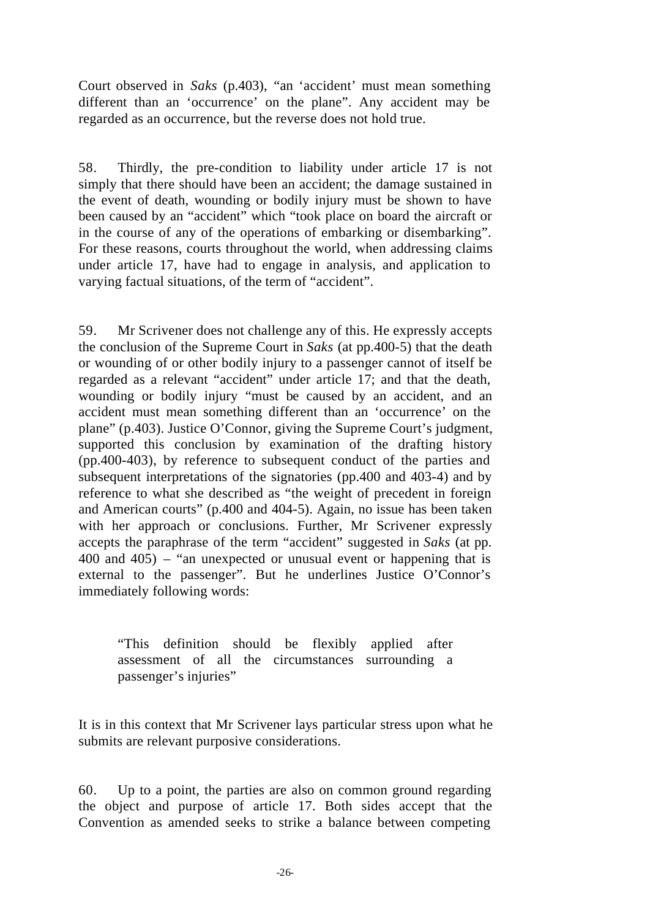Court observed in *Saks* (p.403), "an 'accident' must mean something different than an 'occurrence' on the plane". Any accident may be regarded as an occurrence, but the reverse does not hold true.

58. Thirdly, the pre-condition to liability under article 17 is not simply that there should have been an accident; the damage sustained in the event of death, wounding or bodily injury must be shown to have been caused by an "accident" which "took place on board the aircraft or in the course of any of the operations of embarking or disembarking". For these reasons, courts throughout the world, when addressing claims under article 17, have had to engage in analysis, and application to varying factual situations, of the term of "accident".

59. Mr Scrivener does not challenge any of this. He expressly accepts the conclusion of the Supreme Court in *Saks* (at pp.400-5) that the death or wounding of or other bodily injury to a passenger cannot of itself be regarded as a relevant "accident" under article 17; and that the death, wounding or bodily injury "must be caused by an accident, and an accident must mean something different than an 'occurrence' on the plane" (p.403). Justice O'Connor, giving the Supreme Court's judgment, supported this conclusion by examination of the drafting history (pp.400-403), by reference to subsequent conduct of the parties and subsequent interpretations of the signatories (pp.400 and 403-4) and by reference to what she described as "the weight of precedent in foreign and American courts" (p.400 and 404-5). Again, no issue has been taken with her approach or conclusions. Further, Mr Scrivener expressly accepts the paraphrase of the term "accident" suggested in *Saks* (at pp. 400 and 405) – "an unexpected or unusual event or happening that is external to the passenger". But he underlines Justice O'Connor's immediately following words:

> "This definition should be flexibly applied after assessment of all the circumstances surrounding a passenger's injuries"

It is in this context that Mr Scrivener lays particular stress upon what he submits are relevant purposive considerations.

60. Up to a point, the parties are also on common ground regarding the object and purpose of article 17. Both sides accept that the Convention as amended seeks to strike a balance between competing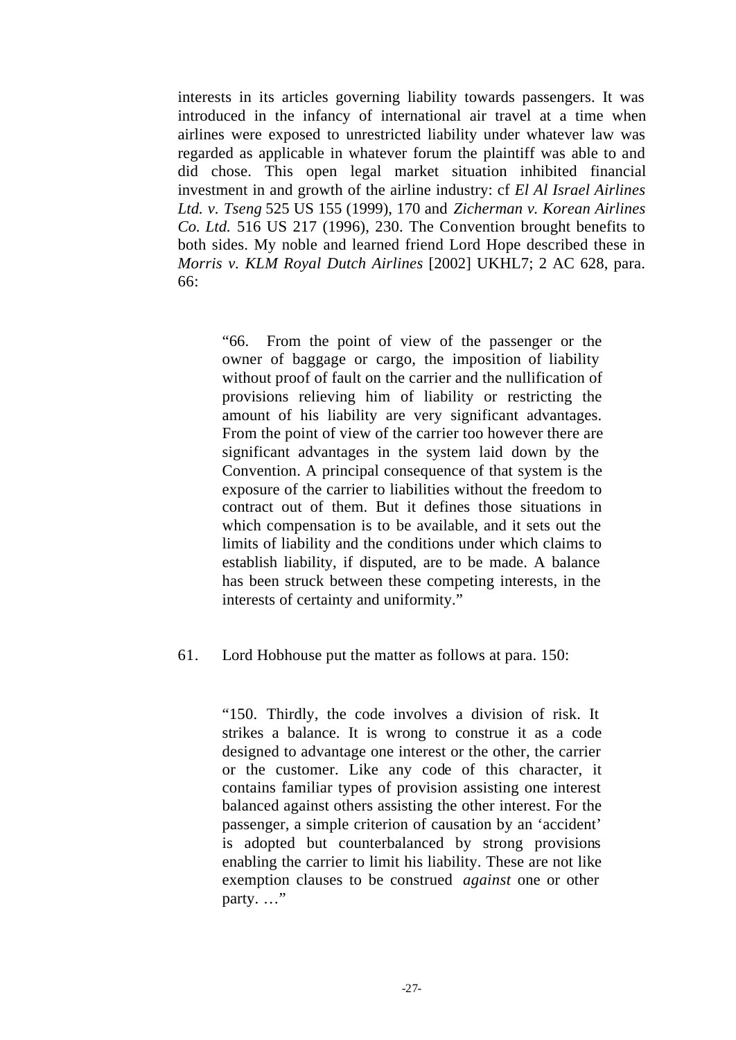interests in its articles governing liability towards passengers. It was introduced in the infancy of international air travel at a time when airlines were exposed to unrestricted liability under whatever law was regarded as applicable in whatever forum the plaintiff was able to and did chose. This open legal market situation inhibited financial investment in and growth of the airline industry: cf *El Al Israel Airlines Ltd. v. Tseng* 525 US 155 (1999), 170 and *Zicherman v. Korean Airlines Co. Ltd.* 516 US 217 (1996), 230. The Convention brought benefits to both sides. My noble and learned friend Lord Hope described these in *Morris v. KLM Royal Dutch Airlines* [2002] UKHL7; 2 AC 628, para. 66:

> "66. From the point of view of the passenger or the owner of baggage or cargo, the imposition of liability without proof of fault on the carrier and the nullification of provisions relieving him of liability or restricting the amount of his liability are very significant advantages. From the point of view of the carrier too however there are significant advantages in the system laid down by the Convention. A principal consequence of that system is the exposure of the carrier to liabilities without the freedom to contract out of them. But it defines those situations in which compensation is to be available, and it sets out the limits of liability and the conditions under which claims to establish liability, if disputed, are to be made. A balance has been struck between these competing interests, in the interests of certainty and uniformity."

61. Lord Hobhouse put the matter as follows at para. 150:

> "150. Thirdly, the code involves a division of risk. It strikes a balance. It is wrong to construe it as a code designed to advantage one interest or the other, the carrier or the customer. Like any code of this character, it contains familiar types of provision assisting one interest balanced against others assisting the other interest. For the passenger, a simple criterion of causation by an 'accident' is adopted but counterbalanced by strong provisions enabling the carrier to limit his liability. These are not like exemption clauses to be construed *against* one or other party. …"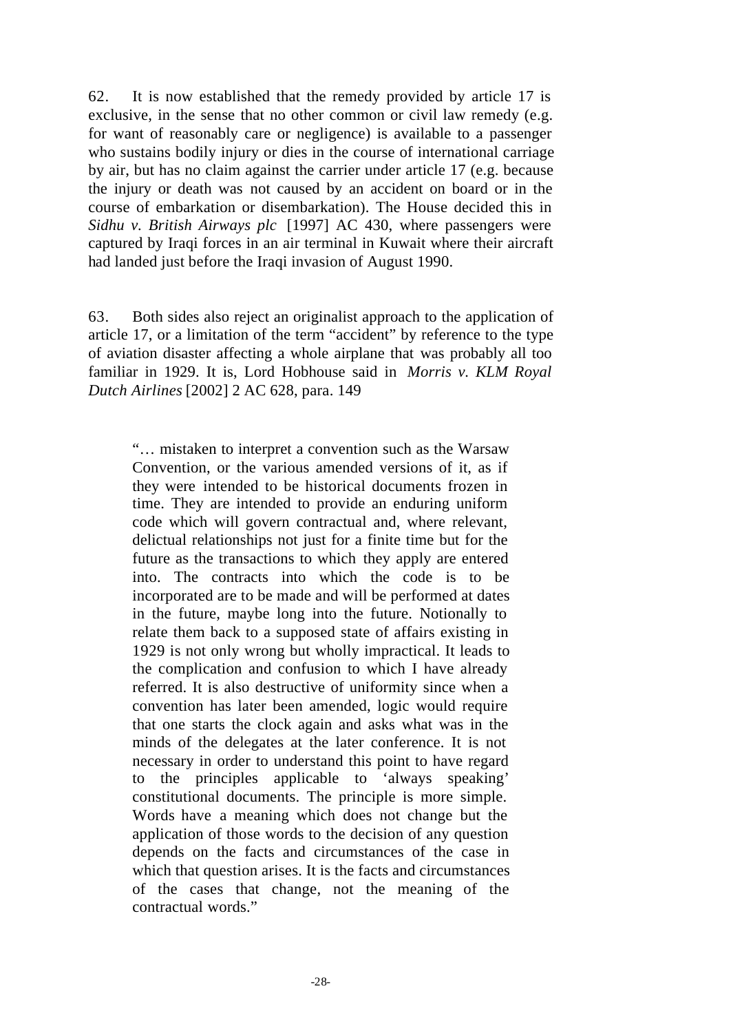62. It is now established that the remedy provided by article 17 is exclusive, in the sense that no other common or civil law remedy (e.g. for want of reasonably care or negligence) is available to a passenger who sustains bodily injury or dies in the course of international carriage by air, but has no claim against the carrier under article 17 (e.g. because the injury or death was not caused by an accident on board or in the course of embarkation or disembarkation). The House decided this in *Sidhu v. British Airways plc* [1997] AC 430, where passengers were captured by Iraqi forces in an air terminal in Kuwait where their aircraft had landed just before the Iraqi invasion of August 1990.

63. Both sides also reject an originalist approach to the application of article 17, or a limitation of the term "accident" by reference to the type of aviation disaster affecting a whole airplane that was probably all too familiar in 1929. It is, Lord Hobhouse said in *Morris v. KLM Royal Dutch Airlines* [2002] 2 AC 628, para. 149

> "… mistaken to interpret a convention such as the Warsaw Convention, or the various amended versions of it, as if they were intended to be historical documents frozen in time. They are intended to provide an enduring uniform code which will govern contractual and, where relevant, delictual relationships not just for a finite time but for the future as the transactions to which they apply are entered into. The contracts into which the code is to be incorporated are to be made and will be performed at dates in the future, maybe long into the future. Notionally to relate them back to a supposed state of affairs existing in 1929 is not only wrong but wholly impractical. It leads to the complication and confusion to which I have already referred. It is also destructive of uniformity since when a convention has later been amended, logic would require that one starts the clock again and asks what was in the minds of the delegates at the later conference. It is not necessary in order to understand this point to have regard to the principles applicable to 'always speaking' constitutional documents. The principle is more simple. Words have a meaning which does not change but the application of those words to the decision of any question depends on the facts and circumstances of the case in which that question arises. It is the facts and circumstances of the cases that change, not the meaning of the contractual words."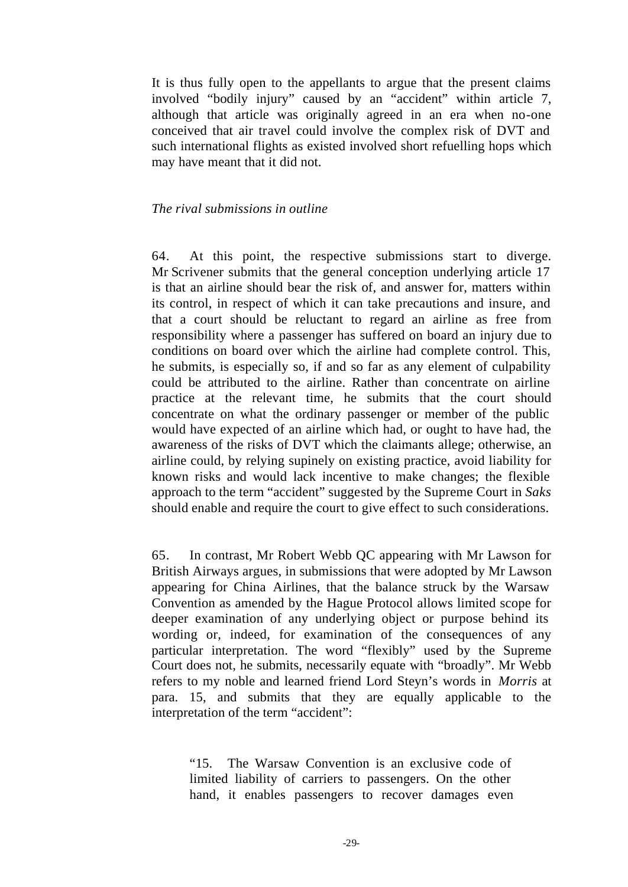It is thus fully open to the appellants to argue that the present claims involved "bodily injury" caused by an "accident" within article 7, although that article was originally agreed in an era when no-one conceived that air travel could involve the complex risk of DVT and such international flights as existed involved short refuelling hops which may have meant that it did not.

*The rival submissions in outline*

64. At this point, the respective submissions start to diverge. Mr Scrivener submits that the general conception underlying article 17 is that an airline should bear the risk of, and answer for, matters within its control, in respect of which it can take precautions and insure, and that a court should be reluctant to regard an airline as free from responsibility where a passenger has suffered on board an injury due to conditions on board over which the airline had complete control. This, he submits, is especially so, if and so far as any element of culpability could be attributed to the airline. Rather than concentrate on airline practice at the relevant time, he submits that the court should concentrate on what the ordinary passenger or member of the public would have expected of an airline which had, or ought to have had, the awareness of the risks of DVT which the claimants allege; otherwise, an airline could, by relying supinely on existing practice, avoid liability for known risks and would lack incentive to make changes; the flexible approach to the term "accident" suggested by the Supreme Court in *Saks* should enable and require the court to give effect to such considerations.

65. In contrast, Mr Robert Webb QC appearing with Mr Lawson for British Airways argues, in submissions that were adopted by Mr Lawson appearing for China Airlines, that the balance struck by the Warsaw Convention as amended by the Hague Protocol allows limited scope for deeper examination of any underlying object or purpose behind its wording or, indeed, for examination of the consequences of any particular interpretation. The word "flexibly" used by the Supreme Court does not, he submits, necessarily equate with "broadly". Mr Webb refers to my noble and learned friend Lord Steyn's words in *Morris* at para. 15, and submits that they are equally applicable to the interpretation of the term "accident":

> "15. The Warsaw Convention is an exclusive code of limited liability of carriers to passengers. On the other hand, it enables passengers to recover damages even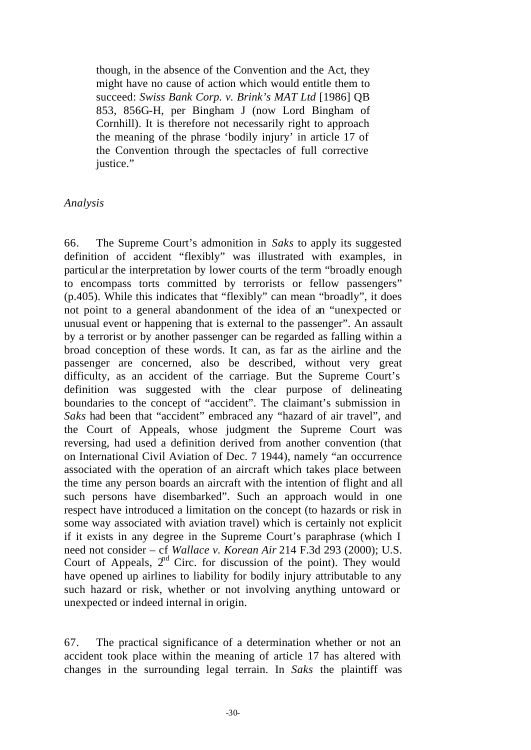> though, in the absence of the Convention and the Act, they might have no cause of action which would entitle them to succeed: *Swiss Bank Corp. v. Brink's MAT Ltd* [1986] QB 853, 856G-H, per Bingham J (now Lord Bingham of Cornhill). It is therefore not necessarily right to approach the meaning of the phrase 'bodily injury' in article 17 of the Convention through the spectacles of full corrective justice."

*Analysis*

66. The Supreme Court's admonition in *Saks* to apply its suggested definition of accident "flexibly" was illustrated with examples, in particular the interpretation by lower courts of the term "broadly enough to encompass torts committed by terrorists or fellow passengers" (p.405). While this indicates that "flexibly" can mean "broadly", it does not point to a general abandonment of the idea of an "unexpected or unusual event or happening that is external to the passenger". An assault by a terrorist or by another passenger can be regarded as falling within a broad conception of these words. It can, as far as the airline and the passenger are concerned, also be described, without very great difficulty, as an accident of the carriage. But the Supreme Court's definition was suggested with the clear purpose of delineating boundaries to the concept of "accident". The claimant's submission in *Saks* had been that "accident" embraced any "hazard of air travel", and the Court of Appeals, whose judgment the Supreme Court was reversing, had used a definition derived from another convention (that on International Civil Aviation of Dec. 7 1944), namely "an occurrence associated with the operation of an aircraft which takes place between the time any person boards an aircraft with the intention of flight and all such persons have disembarked". Such an approach would in one respect have introduced a limitation on the concept (to hazards or risk in some way associated with aviation travel) which is certainly not explicit if it exists in any degree in the Supreme Court's paraphrase (which I need not consider – cf *Wallace v. Korean Air* 214 F.3d 293 (2000); U.S. Court of Appeals, 2nd Circ. for discussion of the point). They would have opened up airlines to liability for bodily injury attributable to any such hazard or risk, whether or not involving anything untoward or unexpected or indeed internal in origin.

67. The practical significance of a determination whether or not an accident took place within the meaning of article 17 has altered with changes in the surrounding legal terrain. In *Saks* the plaintiff was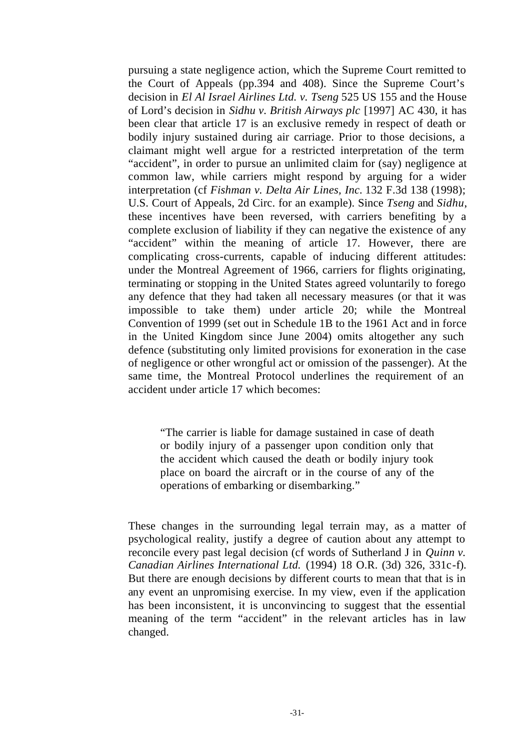pursuing a state negligence action, which the Supreme Court remitted to the Court of Appeals (pp.394 and 408). Since the Supreme Court's decision in *El Al Israel Airlines Ltd. v. Tseng* 525 US 155 and the House of Lord's decision in *Sidhu v. British Airways plc* [1997] AC 430, it has been clear that article 17 is an exclusive remedy in respect of death or bodily injury sustained during air carriage. Prior to those decisions, a claimant might well argue for a restricted interpretation of the term "accident", in order to pursue an unlimited claim for (say) negligence at common law, while carriers might respond by arguing for a wider interpretation (cf *Fishman v. Delta Air Lines, Inc.* 132 F.3d 138 (1998); U.S. Court of Appeals, 2d Circ. for an example). Since *Tseng* and *Sidhu*, these incentives have been reversed, with carriers benefiting by a complete exclusion of liability if they can negative the existence of any "accident" within the meaning of article 17. However, there are complicating cross-currents, capable of inducing different attitudes: under the Montreal Agreement of 1966, carriers for flights originating, terminating or stopping in the United States agreed voluntarily to forego any defence that they had taken all necessary measures (or that it was impossible to take them) under article 20; while the Montreal Convention of 1999 (set out in Schedule 1B to the 1961 Act and in force in the United Kingdom since June 2004) omits altogether any such defence (substituting only limited provisions for exoneration in the case of negligence or other wrongful act or omission of the passenger). At the same time, the Montreal Protocol underlines the requirement of an accident under article 17 which becomes:

> "The carrier is liable for damage sustained in case of death or bodily injury of a passenger upon condition only that the accident which caused the death or bodily injury took place on board the aircraft or in the course of any of the operations of embarking or disembarking."

These changes in the surrounding legal terrain may, as a matter of psychological reality, justify a degree of caution about any attempt to reconcile every past legal decision (cf words of Sutherland J in *Quinn v. Canadian Airlines International Ltd.* (1994) 18 O.R. (3d) 326, 331c-f). But there are enough decisions by different courts to mean that that is in any event an unpromising exercise. In my view, even if the application has been inconsistent, it is unconvincing to suggest that the essential meaning of the term "accident" in the relevant articles has in law changed.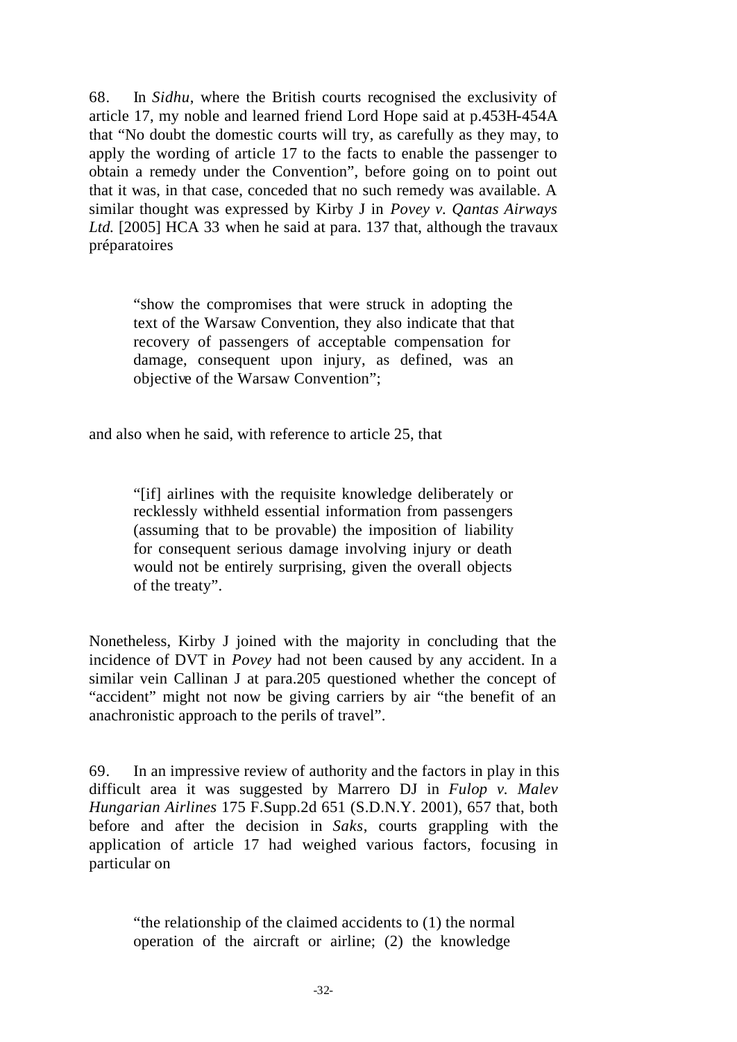68. In *Sidhu*, where the British courts recognised the exclusivity of article 17, my noble and learned friend Lord Hope said at p.453H-454A that "No doubt the domestic courts will try, as carefully as they may, to apply the wording of article 17 to the facts to enable the passenger to obtain a remedy under the Convention", before going on to point out that it was, in that case, conceded that no such remedy was available. A similar thought was expressed by Kirby J in *Povey v. Qantas Airways Ltd.* [2005] HCA 33 when he said at para. 137 that, although the travaux préparatoires

> "show the compromises that were struck in adopting the text of the Warsaw Convention, they also indicate that that recovery of passengers of acceptable compensation for damage, consequent upon injury, as defined, was an objective of the Warsaw Convention";

and also when he said, with reference to article 25, that

> "[if] airlines with the requisite knowledge deliberately or recklessly withheld essential information from passengers (assuming that to be provable) the imposition of liability for consequent serious damage involving injury or death would not be entirely surprising, given the overall objects of the treaty".

Nonetheless, Kirby J joined with the majority in concluding that the incidence of DVT in *Povey* had not been caused by any accident. In a similar vein Callinan J at para.205 questioned whether the concept of "accident" might not now be giving carriers by air "the benefit of an anachronistic approach to the perils of travel".

69. In an impressive review of authority and the factors in play in this difficult area it was suggested by Marrero DJ in *Fulop v. Malev Hungarian Airlines* 175 F.Supp.2d 651 (S.D.N.Y. 2001), 657 that, both before and after the decision in *Saks*, courts grappling with the application of article 17 had weighed various factors, focusing in particular on

> "the relationship of the claimed accidents to (1) the normal operation of the aircraft or airline; (2) the knowledge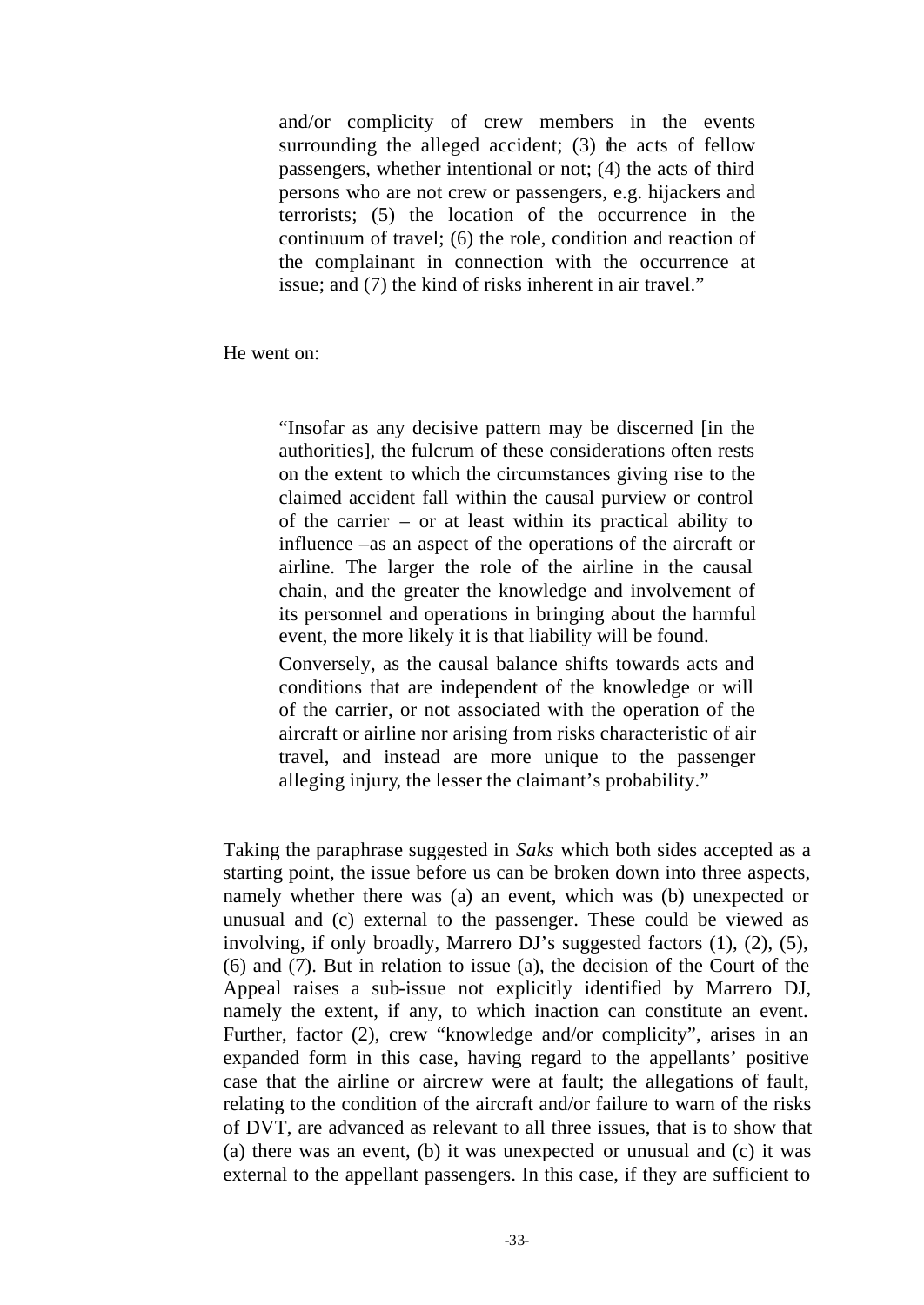> and/or complicity of crew members in the events surrounding the alleged accident; (3) the acts of fellow passengers, whether intentional or not; (4) the acts of third persons who are not crew or passengers, e.g. hijackers and terrorists; (5) the location of the occurrence in the continuum of travel; (6) the role, condition and reaction of the complainant in connection with the occurrence at issue; and (7) the kind of risks inherent in air travel."

He went on:

> "Insofar as any decisive pattern may be discerned [in the authorities], the fulcrum of these considerations often rests on the extent to which the circumstances giving rise to the claimed accident fall within the causal purview or control of the carrier – or at least within its practical ability to influence –as an aspect of the operations of the aircraft or airline. The larger the role of the airline in the causal chain, and the greater the knowledge and involvement of its personnel and operations in bringing about the harmful event, the more likely it is that liability will be found.
>
> Conversely, as the causal balance shifts towards acts and conditions that are independent of the knowledge or will of the carrier, or not associated with the operation of the aircraft or airline nor arising from risks characteristic of air travel, and instead are more unique to the passenger alleging injury, the lesser the claimant's probability."

Taking the paraphrase suggested in *Saks* which both sides accepted as a starting point, the issue before us can be broken down into three aspects, namely whether there was (a) an event, which was (b) unexpected or unusual and (c) external to the passenger. These could be viewed as involving, if only broadly, Marrero DJ's suggested factors (1), (2), (5), (6) and (7). But in relation to issue (a), the decision of the Court of the Appeal raises a sub-issue not explicitly identified by Marrero DJ, namely the extent, if any, to which inaction can constitute an event. Further, factor (2), crew "knowledge and/or complicity", arises in an expanded form in this case, having regard to the appellants' positive case that the airline or aircrew were at fault; the allegations of fault, relating to the condition of the aircraft and/or failure to warn of the risks of DVT, are advanced as relevant to all three issues, that is to show that (a) there was an event, (b) it was unexpected or unusual and (c) it was external to the appellant passengers. In this case, if they are sufficient to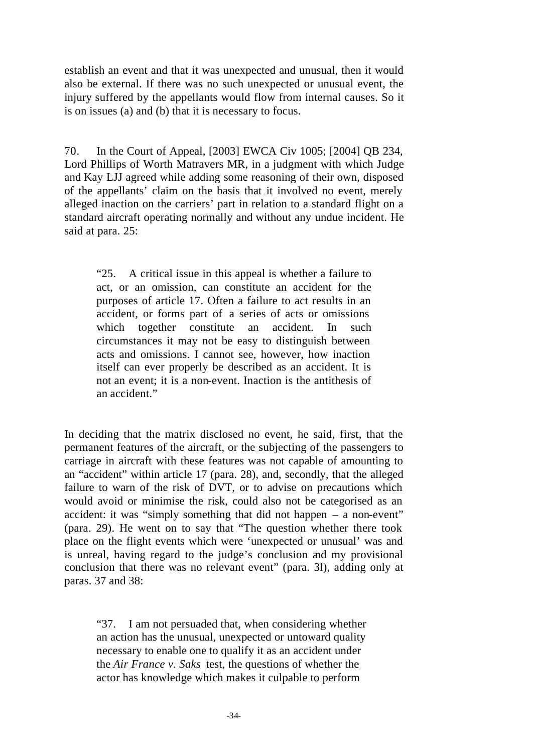establish an event and that it was unexpected and unusual, then it would also be external. If there was no such unexpected or unusual event, the injury suffered by the appellants would flow from internal causes. So it is on issues (a) and (b) that it is necessary to focus.

70. In the Court of Appeal, [2003] EWCA Civ 1005; [2004] QB 234, Lord Phillips of Worth Matravers MR, in a judgment with which Judge and Kay LJJ agreed while adding some reasoning of their own, disposed of the appellants' claim on the basis that it involved no event, merely alleged inaction on the carriers' part in relation to a standard flight on a standard aircraft operating normally and without any undue incident. He said at para. 25:

> "25. A critical issue in this appeal is whether a failure to act, or an omission, can constitute an accident for the purposes of article 17. Often a failure to act results in an accident, or forms part of a series of acts or omissions which together constitute an accident. In such circumstances it may not be easy to distinguish between acts and omissions. I cannot see, however, how inaction itself can ever properly be described as an accident. It is not an event; it is a non-event. Inaction is the antithesis of an accident."

In deciding that the matrix disclosed no event, he said, first, that the permanent features of the aircraft, or the subjecting of the passengers to carriage in aircraft with these features was not capable of amounting to an "accident" within article 17 (para. 28), and, secondly, that the alleged failure to warn of the risk of DVT, or to advise on precautions which would avoid or minimise the risk, could also not be categorised as an accident: it was "simply something that did not happen – a non-event" (para. 29). He went on to say that "The question whether there took place on the flight events which were 'unexpected or unusual' was and is unreal, having regard to the judge's conclusion and my provisional conclusion that there was no relevant event" (para. 3l), adding only at paras. 37 and 38:

> "37. I am not persuaded that, when considering whether an action has the unusual, unexpected or untoward quality necessary to enable one to qualify it as an accident under the *Air France v. Saks* test, the questions of whether the actor has knowledge which makes it culpable to perform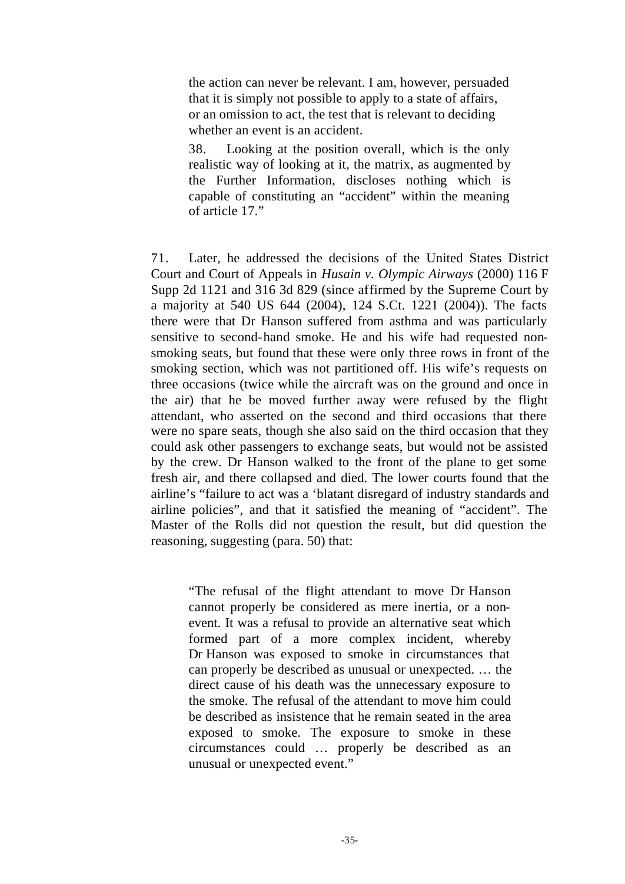> the action can never be relevant. I am, however, persuaded that it is simply not possible to apply to a state of affairs, or an omission to act, the test that is relevant to deciding whether an event is an accident.
>
> 38. Looking at the position overall, which is the only realistic way of looking at it, the matrix, as augmented by the Further Information, discloses nothing which is capable of constituting an "accident" within the meaning of article 17."

71. Later, he addressed the decisions of the United States District Court and Court of Appeals in *Husain v. Olympic Airways* (2000) 116 F Supp 2d 1121 and 316 3d 829 (since affirmed by the Supreme Court by a majority at 540 US 644 (2004), 124 S.Ct. 1221 (2004)). The facts there were that Dr Hanson suffered from asthma and was particularly sensitive to second-hand smoke. He and his wife had requested non-smoking seats, but found that these were only three rows in front of the smoking section, which was not partitioned off. His wife's requests on three occasions (twice while the aircraft was on the ground and once in the air) that he be moved further away were refused by the flight attendant, who asserted on the second and third occasions that there were no spare seats, though she also said on the third occasion that they could ask other passengers to exchange seats, but would not be assisted by the crew. Dr Hanson walked to the front of the plane to get some fresh air, and there collapsed and died. The lower courts found that the airline's "failure to act was a 'blatant disregard of industry standards and airline policies", and that it satisfied the meaning of "accident". The Master of the Rolls did not question the result, but did question the reasoning, suggesting (para. 50) that:

> "The refusal of the flight attendant to move Dr Hanson cannot properly be considered as mere inertia, or a non-event. It was a refusal to provide an alternative seat which formed part of a more complex incident, whereby Dr Hanson was exposed to smoke in circumstances that can properly be described as unusual or unexpected. … the direct cause of his death was the unnecessary exposure to the smoke. The refusal of the attendant to move him could be described as insistence that he remain seated in the area exposed to smoke. The exposure to smoke in these circumstances could … properly be described as an unusual or unexpected event."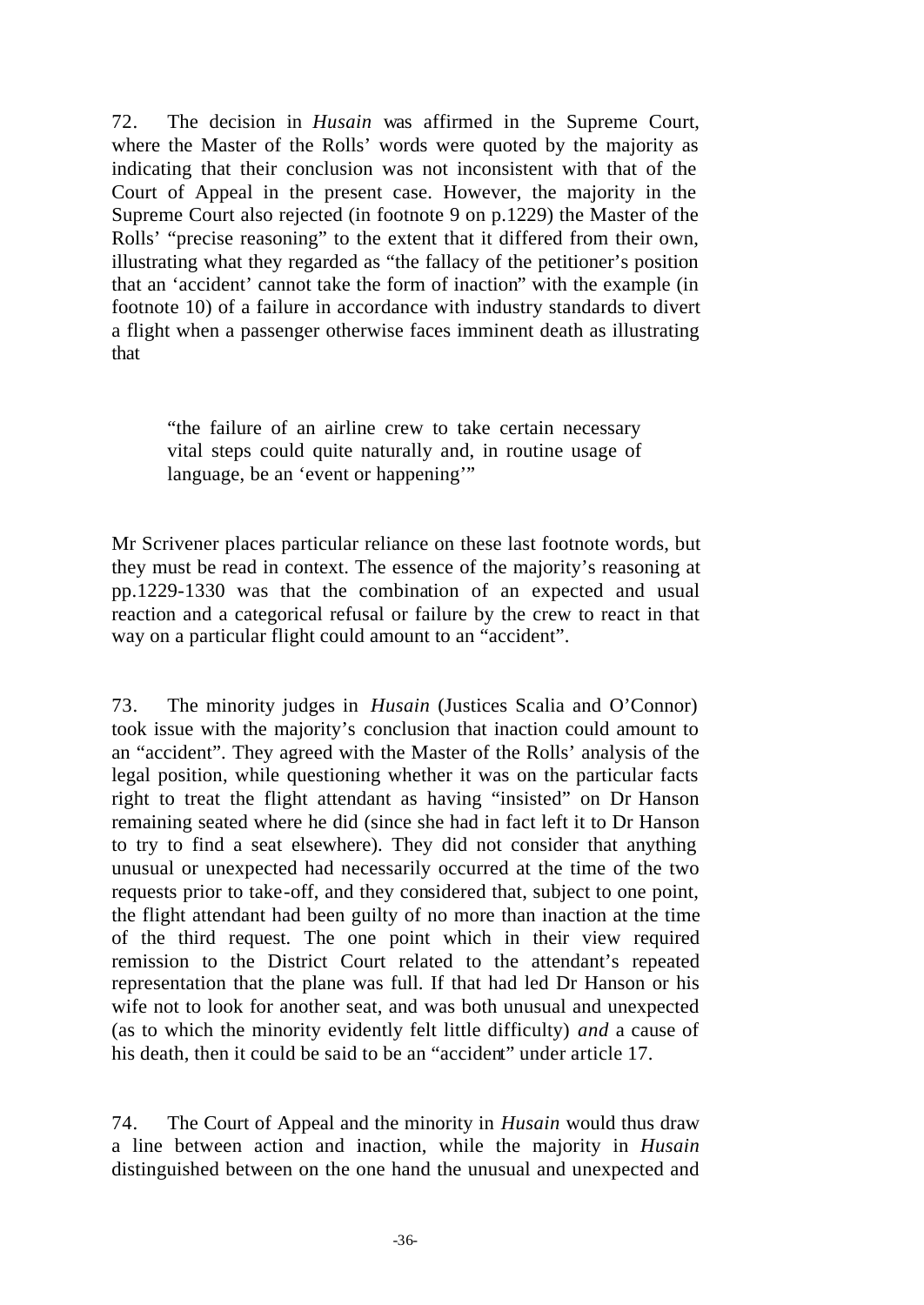72. The decision in *Husain* was affirmed in the Supreme Court, where the Master of the Rolls' words were quoted by the majority as indicating that their conclusion was not inconsistent with that of the Court of Appeal in the present case. However, the majority in the Supreme Court also rejected (in footnote 9 on p.1229) the Master of the Rolls' "precise reasoning" to the extent that it differed from their own, illustrating what they regarded as "the fallacy of the petitioner's position that an 'accident' cannot take the form of inaction" with the example (in footnote 10) of a failure in accordance with industry standards to divert a flight when a passenger otherwise faces imminent death as illustrating that

> "the failure of an airline crew to take certain necessary vital steps could quite naturally and, in routine usage of language, be an 'event or happening'"

Mr Scrivener places particular reliance on these last footnote words, but they must be read in context. The essence of the majority's reasoning at pp.1229-1330 was that the combination of an expected and usual reaction and a categorical refusal or failure by the crew to react in that way on a particular flight could amount to an "accident".

73. The minority judges in *Husain* (Justices Scalia and O'Connor) took issue with the majority's conclusion that inaction could amount to an "accident". They agreed with the Master of the Rolls' analysis of the legal position, while questioning whether it was on the particular facts right to treat the flight attendant as having "insisted" on Dr Hanson remaining seated where he did (since she had in fact left it to Dr Hanson to try to find a seat elsewhere). They did not consider that anything unusual or unexpected had necessarily occurred at the time of the two requests prior to take-off, and they considered that, subject to one point, the flight attendant had been guilty of no more than inaction at the time of the third request. The one point which in their view required remission to the District Court related to the attendant's repeated representation that the plane was full. If that had led Dr Hanson or his wife not to look for another seat, and was both unusual and unexpected (as to which the minority evidently felt little difficulty) *and* a cause of his death, then it could be said to be an "accident" under article 17.

74. The Court of Appeal and the minority in *Husain* would thus draw a line between action and inaction, while the majority in *Husain* distinguished between on the one hand the unusual and unexpected and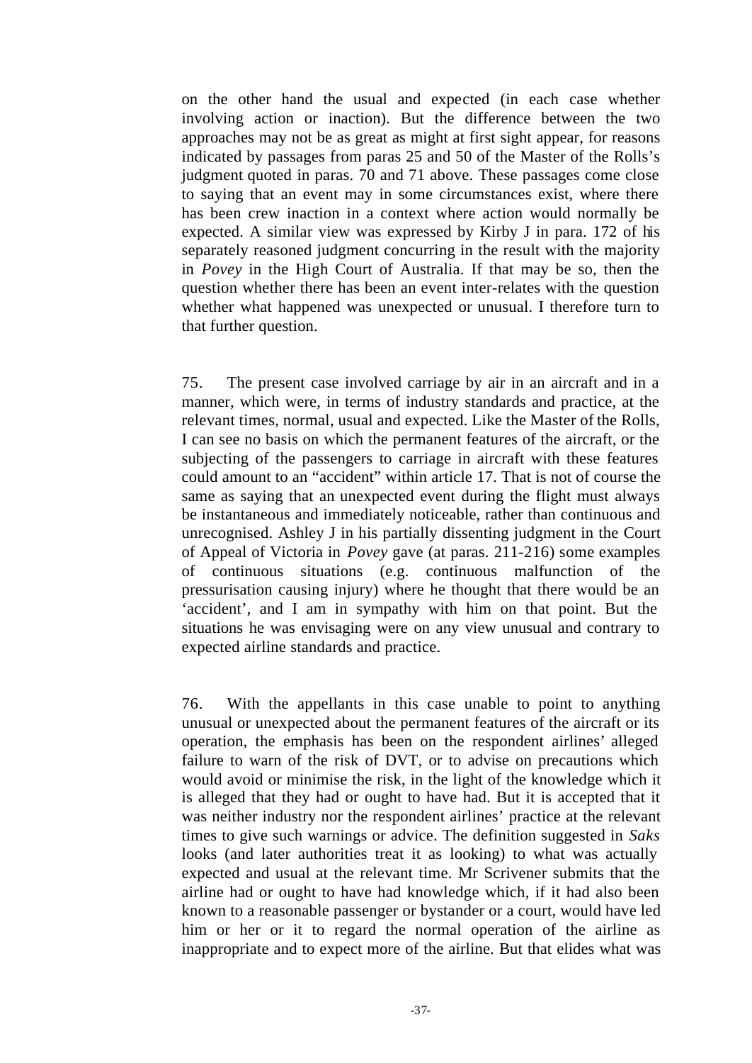on the other hand the usual and expected (in each case whether involving action or inaction). But the difference between the two approaches may not be as great as might at first sight appear, for reasons indicated by passages from paras 25 and 50 of the Master of the Rolls's judgment quoted in paras. 70 and 71 above. These passages come close to saying that an event may in some circumstances exist, where there has been crew inaction in a context where action would normally be expected. A similar view was expressed by Kirby J in para. 172 of his separately reasoned judgment concurring in the result with the majority in *Povey* in the High Court of Australia. If that may be so, then the question whether there has been an event inter-relates with the question whether what happened was unexpected or unusual. I therefore turn to that further question.

75. The present case involved carriage by air in an aircraft and in a manner, which were, in terms of industry standards and practice, at the relevant times, normal, usual and expected. Like the Master of the Rolls, I can see no basis on which the permanent features of the aircraft, or the subjecting of the passengers to carriage in aircraft with these features could amount to an "accident" within article 17. That is not of course the same as saying that an unexpected event during the flight must always be instantaneous and immediately noticeable, rather than continuous and unrecognised. Ashley J in his partially dissenting judgment in the Court of Appeal of Victoria in *Povey* gave (at paras. 211-216) some examples of continuous situations (e.g. continuous malfunction of the pressurisation causing injury) where he thought that there would be an 'accident', and I am in sympathy with him on that point. But the situations he was envisaging were on any view unusual and contrary to expected airline standards and practice.

76. With the appellants in this case unable to point to anything unusual or unexpected about the permanent features of the aircraft or its operation, the emphasis has been on the respondent airlines' alleged failure to warn of the risk of DVT, or to advise on precautions which would avoid or minimise the risk, in the light of the knowledge which it is alleged that they had or ought to have had. But it is accepted that it was neither industry nor the respondent airlines' practice at the relevant times to give such warnings or advice. The definition suggested in *Saks* looks (and later authorities treat it as looking) to what was actually expected and usual at the relevant time. Mr Scrivener submits that the airline had or ought to have had knowledge which, if it had also been known to a reasonable passenger or bystander or a court, would have led him or her or it to regard the normal operation of the airline as inappropriate and to expect more of the airline. But that elides what was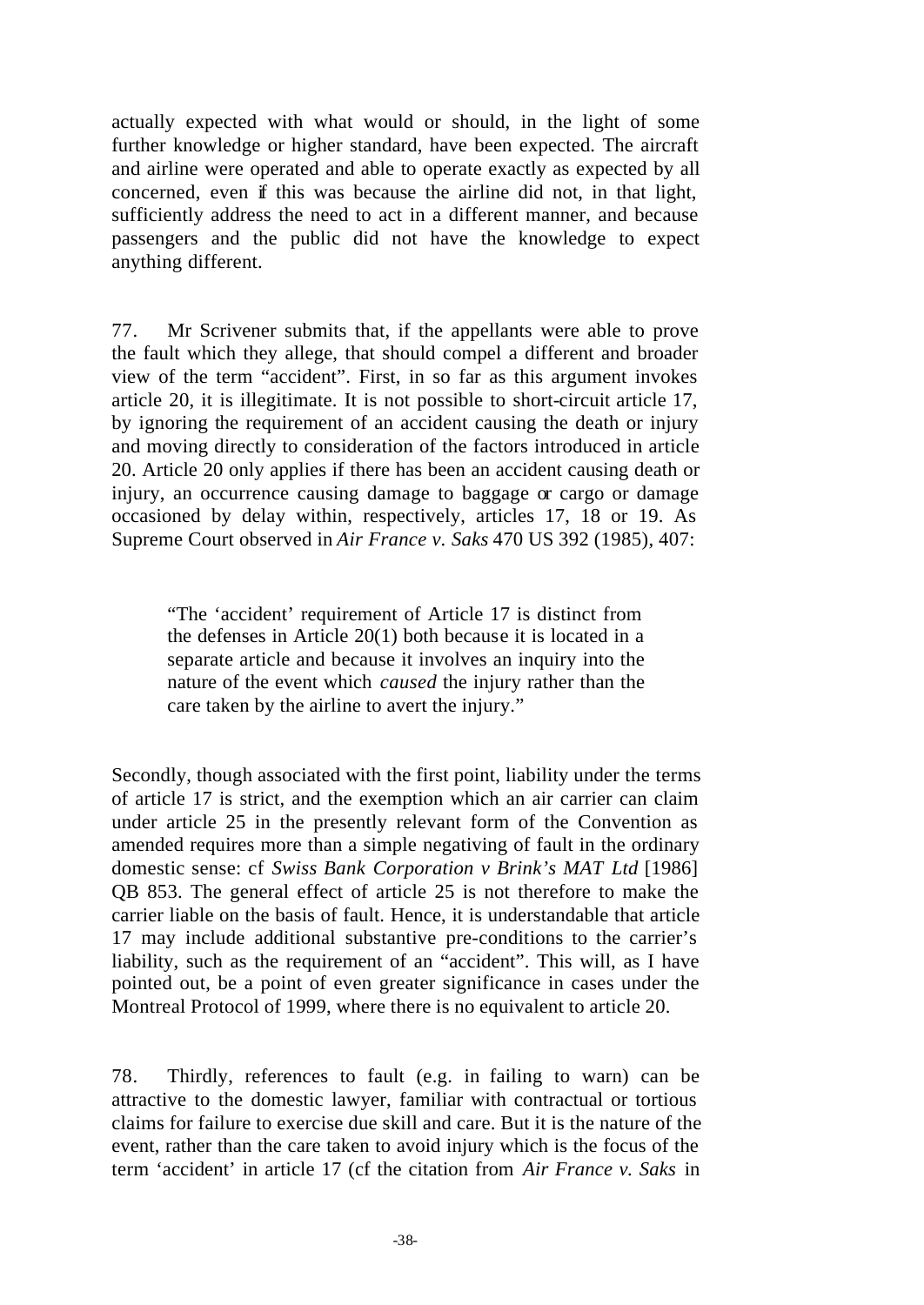actually expected with what would or should, in the light of some further knowledge or higher standard, have been expected. The aircraft and airline were operated and able to operate exactly as expected by all concerned, even if this was because the airline did not, in that light, sufficiently address the need to act in a different manner, and because passengers and the public did not have the knowledge to expect anything different.

77. Mr Scrivener submits that, if the appellants were able to prove the fault which they allege, that should compel a different and broader view of the term "accident". First, in so far as this argument invokes article 20, it is illegitimate. It is not possible to short-circuit article 17, by ignoring the requirement of an accident causing the death or injury and moving directly to consideration of the factors introduced in article 20. Article 20 only applies if there has been an accident causing death or injury, an occurrence causing damage to baggage or cargo or damage occasioned by delay within, respectively, articles 17, 18 or 19. As Supreme Court observed in *Air France v. Saks* 470 US 392 (1985), 407:

> "The 'accident' requirement of Article 17 is distinct from the defenses in Article 20(1) both because it is located in a separate article and because it involves an inquiry into the nature of the event which *caused* the injury rather than the care taken by the airline to avert the injury."

Secondly, though associated with the first point, liability under the terms of article 17 is strict, and the exemption which an air carrier can claim under article 25 in the presently relevant form of the Convention as amended requires more than a simple negativing of fault in the ordinary domestic sense: cf *Swiss Bank Corporation v Brink's MAT Ltd* [1986] QB 853. The general effect of article 25 is not therefore to make the carrier liable on the basis of fault. Hence, it is understandable that article 17 may include additional substantive pre-conditions to the carrier's liability, such as the requirement of an "accident". This will, as I have pointed out, be a point of even greater significance in cases under the Montreal Protocol of 1999, where there is no equivalent to article 20.

78. Thirdly, references to fault (e.g. in failing to warn) can be attractive to the domestic lawyer, familiar with contractual or tortious claims for failure to exercise due skill and care. But it is the nature of the event, rather than the care taken to avoid injury which is the focus of the term 'accident' in article 17 (cf the citation from *Air France v. Saks* in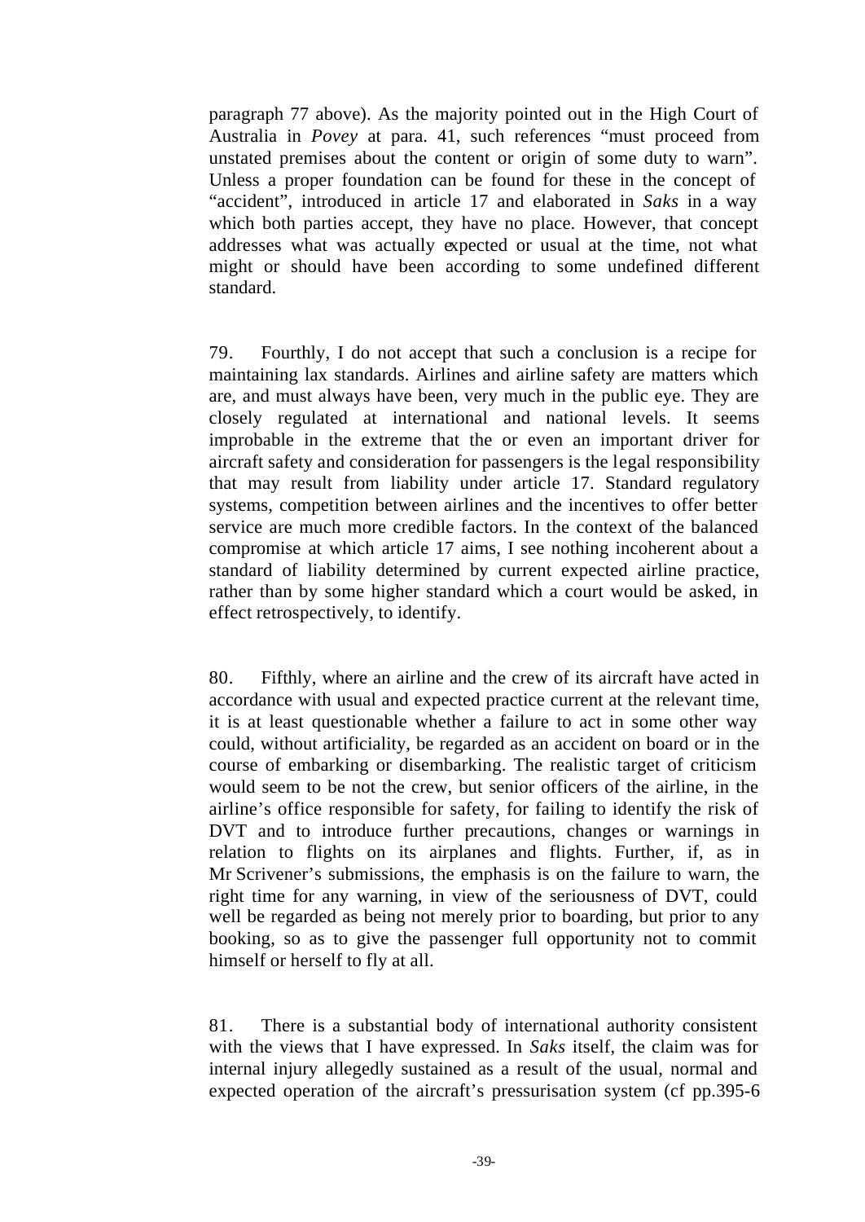paragraph 77 above). As the majority pointed out in the High Court of Australia in *Povey* at para. 41, such references "must proceed from unstated premises about the content or origin of some duty to warn". Unless a proper foundation can be found for these in the concept of "accident", introduced in article 17 and elaborated in *Saks* in a way which both parties accept, they have no place. However, that concept addresses what was actually expected or usual at the time, not what might or should have been according to some undefined different standard.

79. Fourthly, I do not accept that such a conclusion is a recipe for maintaining lax standards. Airlines and airline safety are matters which are, and must always have been, very much in the public eye. They are closely regulated at international and national levels. It seems improbable in the extreme that the or even an important driver for aircraft safety and consideration for passengers is the legal responsibility that may result from liability under article 17. Standard regulatory systems, competition between airlines and the incentives to offer better service are much more credible factors. In the context of the balanced compromise at which article 17 aims, I see nothing incoherent about a standard of liability determined by current expected airline practice, rather than by some higher standard which a court would be asked, in effect retrospectively, to identify.

80. Fifthly, where an airline and the crew of its aircraft have acted in accordance with usual and expected practice current at the relevant time, it is at least questionable whether a failure to act in some other way could, without artificiality, be regarded as an accident on board or in the course of embarking or disembarking. The realistic target of criticism would seem to be not the crew, but senior officers of the airline, in the airline's office responsible for safety, for failing to identify the risk of DVT and to introduce further precautions, changes or warnings in relation to flights on its airplanes and flights. Further, if, as in Mr Scrivener's submissions, the emphasis is on the failure to warn, the right time for any warning, in view of the seriousness of DVT, could well be regarded as being not merely prior to boarding, but prior to any booking, so as to give the passenger full opportunity not to commit himself or herself to fly at all.

81. There is a substantial body of international authority consistent with the views that I have expressed. In *Saks* itself, the claim was for internal injury allegedly sustained as a result of the usual, normal and expected operation of the aircraft's pressurisation system (cf pp.395-6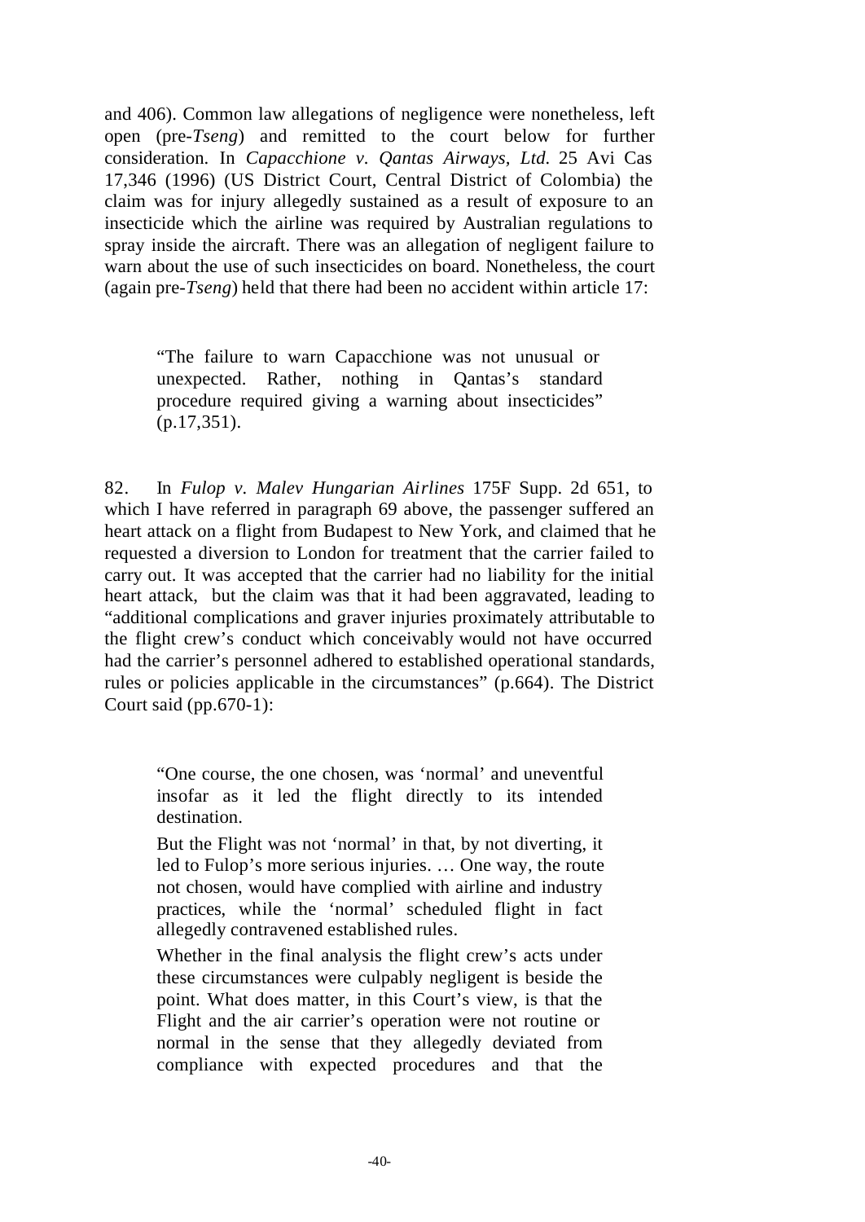and 406). Common law allegations of negligence were nonetheless, left open (pre-*Tseng*) and remitted to the court below for further consideration. In *Capacchione v. Qantas Airways, Ltd.* 25 Avi Cas 17,346 (1996) (US District Court, Central District of Colombia) the claim was for injury allegedly sustained as a result of exposure to an insecticide which the airline was required by Australian regulations to spray inside the aircraft. There was an allegation of negligent failure to warn about the use of such insecticides on board. Nonetheless, the court (again pre-*Tseng*) held that there had been no accident within article 17:

> "The failure to warn Capacchione was not unusual or unexpected. Rather, nothing in Qantas's standard procedure required giving a warning about insecticides" (p.17,351).

82. In *Fulop v. Malev Hungarian Airlines* 175F Supp. 2d 651, to which I have referred in paragraph 69 above, the passenger suffered an heart attack on a flight from Budapest to New York, and claimed that he requested a diversion to London for treatment that the carrier failed to carry out. It was accepted that the carrier had no liability for the initial heart attack, but the claim was that it had been aggravated, leading to "additional complications and graver injuries proximately attributable to the flight crew's conduct which conceivably would not have occurred had the carrier's personnel adhered to established operational standards, rules or policies applicable in the circumstances" (p.664). The District Court said (pp.670-1):

> "One course, the one chosen, was 'normal' and uneventful insofar as it led the flight directly to its intended destination.
>
> But the Flight was not 'normal' in that, by not diverting, it led to Fulop's more serious injuries. … One way, the route not chosen, would have complied with airline and industry practices, while the 'normal' scheduled flight in fact allegedly contravened established rules.
>
> Whether in the final analysis the flight crew's acts under these circumstances were culpably negligent is beside the point. What does matter, in this Court's view, is that the Flight and the air carrier's operation were not routine or normal in the sense that they allegedly deviated from compliance with expected procedures and that the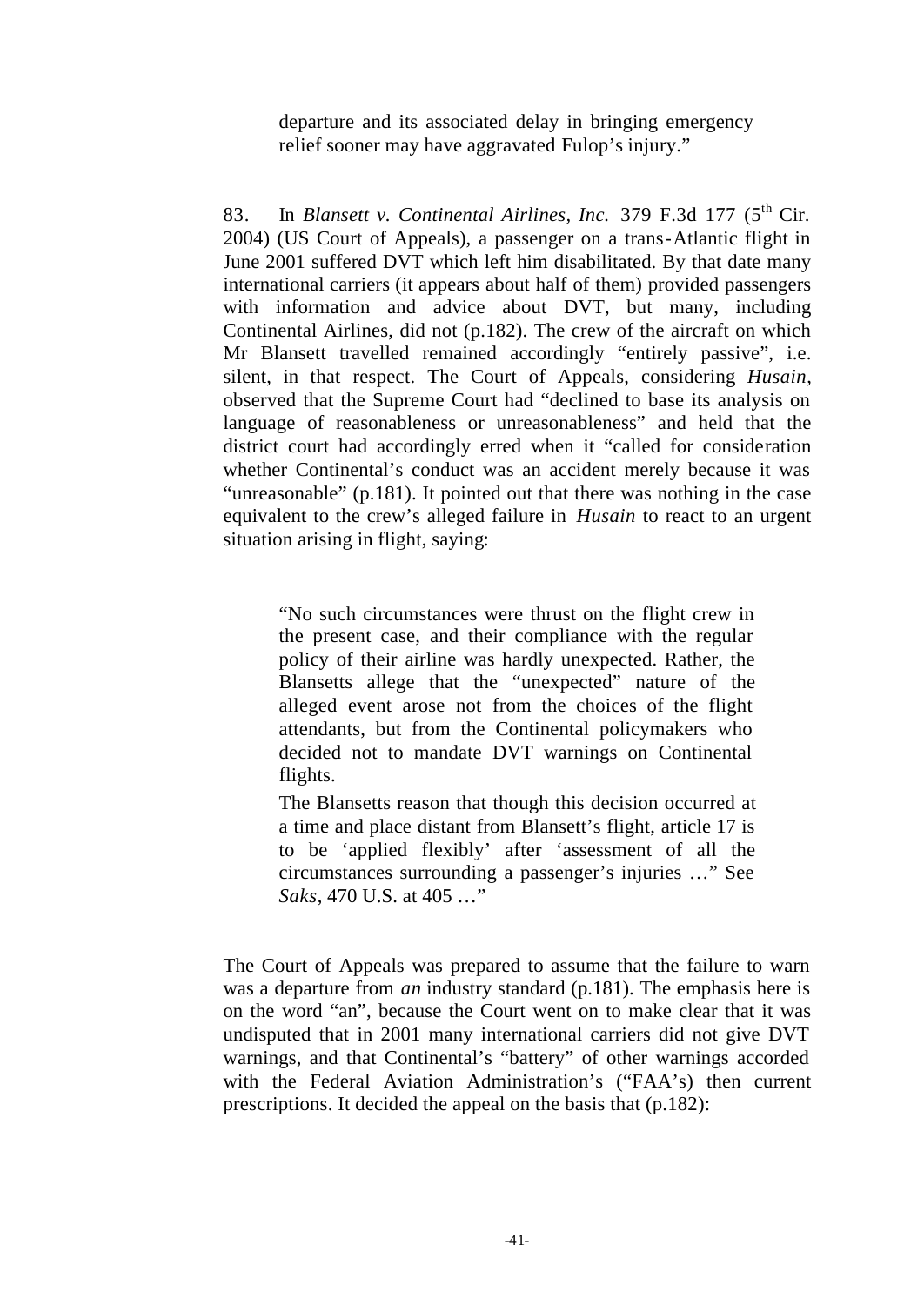> departure and its associated delay in bringing emergency relief sooner may have aggravated Fulop's injury."

83. In *Blansett v. Continental Airlines, Inc.* 379 F.3d 177 (5th Cir. 2004) (US Court of Appeals), a passenger on a trans-Atlantic flight in June 2001 suffered DVT which left him disabilitated. By that date many international carriers (it appears about half of them) provided passengers with information and advice about DVT, but many, including Continental Airlines, did not (p.182). The crew of the aircraft on which Mr Blansett travelled remained accordingly "entirely passive", i.e. silent, in that respect. The Court of Appeals, considering *Husain*, observed that the Supreme Court had "declined to base its analysis on language of reasonableness or unreasonableness" and held that the district court had accordingly erred when it "called for consideration whether Continental's conduct was an accident merely because it was "unreasonable" (p.181). It pointed out that there was nothing in the case equivalent to the crew's alleged failure in *Husain* to react to an urgent situation arising in flight, saying:

> "No such circumstances were thrust on the flight crew in the present case, and their compliance with the regular policy of their airline was hardly unexpected. Rather, the Blansetts allege that the "unexpected" nature of the alleged event arose not from the choices of the flight attendants, but from the Continental policymakers who decided not to mandate DVT warnings on Continental flights.
>
> The Blansetts reason that though this decision occurred at a time and place distant from Blansett's flight, article 17 is to be 'applied flexibly' after 'assessment of all the circumstances surrounding a passenger's injuries …" See *Saks*, 470 U.S. at 405 …"

The Court of Appeals was prepared to assume that the failure to warn was a departure from *an* industry standard (p.181). The emphasis here is on the word "an", because the Court went on to make clear that it was undisputed that in 2001 many international carriers did not give DVT warnings, and that Continental's "battery" of other warnings accorded with the Federal Aviation Administration's ("FAA's") then current prescriptions. It decided the appeal on the basis that (p.182):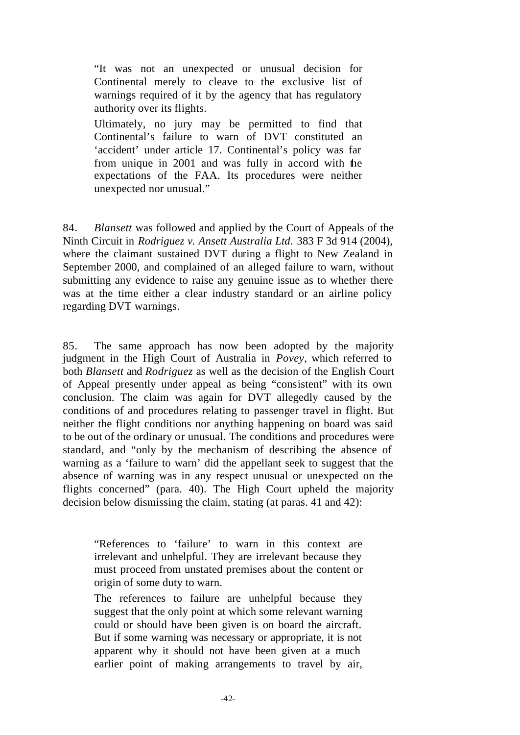> "It was not an unexpected or unusual decision for Continental merely to cleave to the exclusive list of warnings required of it by the agency that has regulatory authority over its flights.
>
> Ultimately, no jury may be permitted to find that Continental's failure to warn of DVT constituted an 'accident' under article 17. Continental's policy was far from unique in 2001 and was fully in accord with the expectations of the FAA. Its procedures were neither unexpected nor unusual."

84. *Blansett* was followed and applied by the Court of Appeals of the Ninth Circuit in *Rodriguez v. Ansett Australia Ltd.* 383 F 3d 914 (2004), where the claimant sustained DVT during a flight to New Zealand in September 2000, and complained of an alleged failure to warn, without submitting any evidence to raise any genuine issue as to whether there was at the time either a clear industry standard or an airline policy regarding DVT warnings.

85. The same approach has now been adopted by the majority judgment in the High Court of Australia in *Povey*, which referred to both *Blansett* and *Rodriguez* as well as the decision of the English Court of Appeal presently under appeal as being "consistent" with its own conclusion. The claim was again for DVT allegedly caused by the conditions of and procedures relating to passenger travel in flight. But neither the flight conditions nor anything happening on board was said to be out of the ordinary or unusual. The conditions and procedures were standard, and "only by the mechanism of describing the absence of warning as a 'failure to warn' did the appellant seek to suggest that the absence of warning was in any respect unusual or unexpected on the flights concerned" (para. 40). The High Court upheld the majority decision below dismissing the claim, stating (at paras. 41 and 42):

> "References to 'failure' to warn in this context are irrelevant and unhelpful. They are irrelevant because they must proceed from unstated premises about the content or origin of some duty to warn.
>
> The references to failure are unhelpful because they suggest that the only point at which some relevant warning could or should have been given is on board the aircraft. But if some warning was necessary or appropriate, it is not apparent why it should not have been given at a much earlier point of making arrangements to travel by air,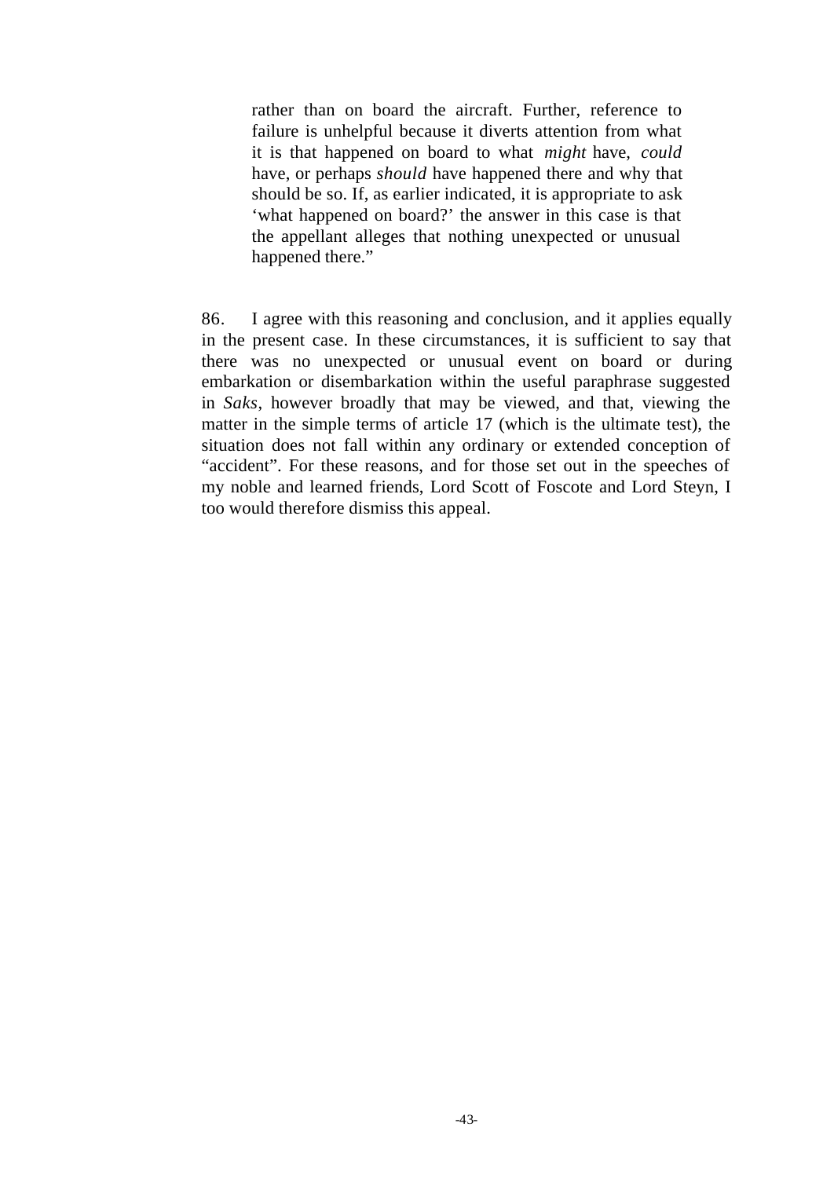> rather than on board the aircraft. Further, reference to failure is unhelpful because it diverts attention from what it is that happened on board to what *might* have, *could* have, or perhaps *should* have happened there and why that should be so. If, as earlier indicated, it is appropriate to ask 'what happened on board?' the answer in this case is that the appellant alleges that nothing unexpected or unusual happened there."

86. I agree with this reasoning and conclusion, and it applies equally in the present case. In these circumstances, it is sufficient to say that there was no unexpected or unusual event on board or during embarkation or disembarkation within the useful paraphrase suggested in *Saks*, however broadly that may be viewed, and that, viewing the matter in the simple terms of article 17 (which is the ultimate test), the situation does not fall within any ordinary or extended conception of "accident". For these reasons, and for those set out in the speeches of my noble and learned friends, Lord Scott of Foscote and Lord Steyn, I too would therefore dismiss this appeal.